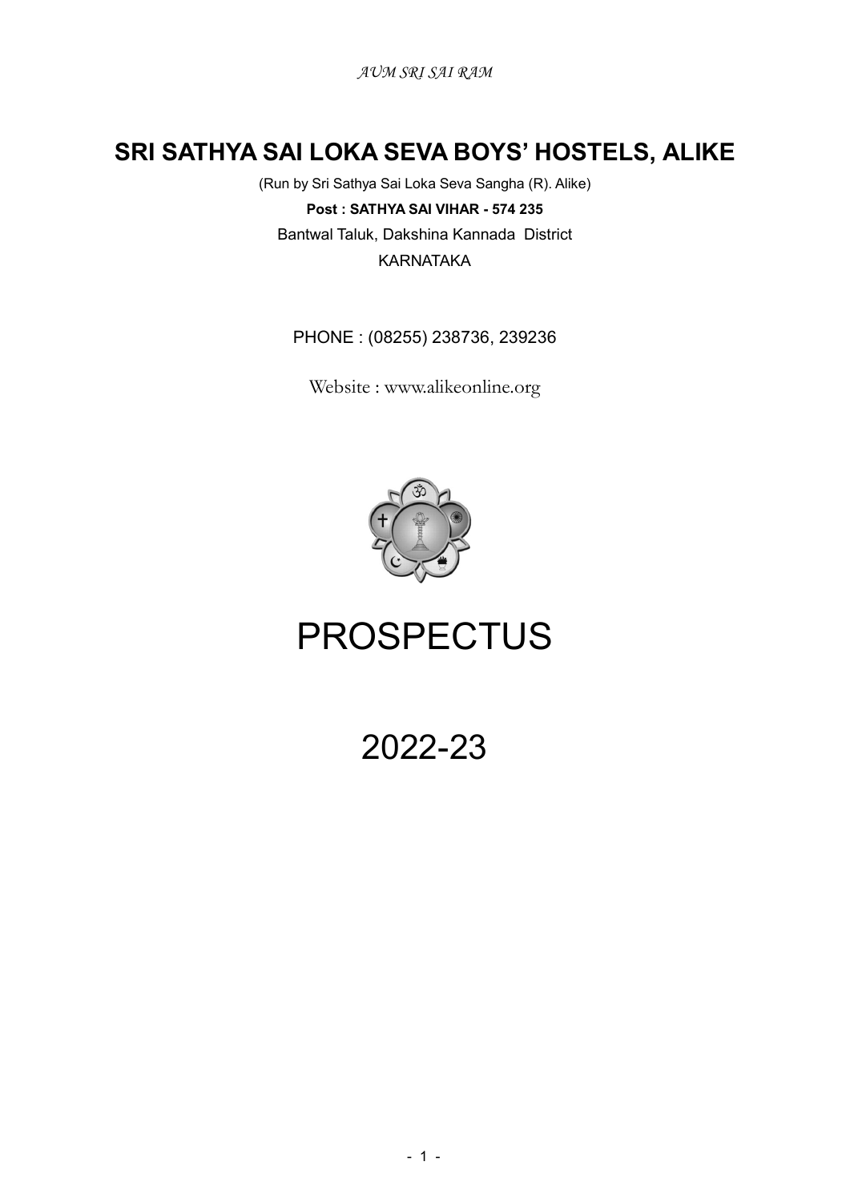*AUM SRI SAI RAM*

# SRI SATHYA SAI LOKA SEVA BOYS' HOSTELS, ALIKE

(Run by Sri Sathya Sai Loka Seva Sangha (R). Alike)

**Post : SATHYA SAI VIHAR - 574 235**

Bantwal Taluk, Dakshina Kannada District

KARNATAKA

PHONE : (08255) 238736, 239236

Website : www.alikeonline.org

# PROSPECTUS

# 2022-23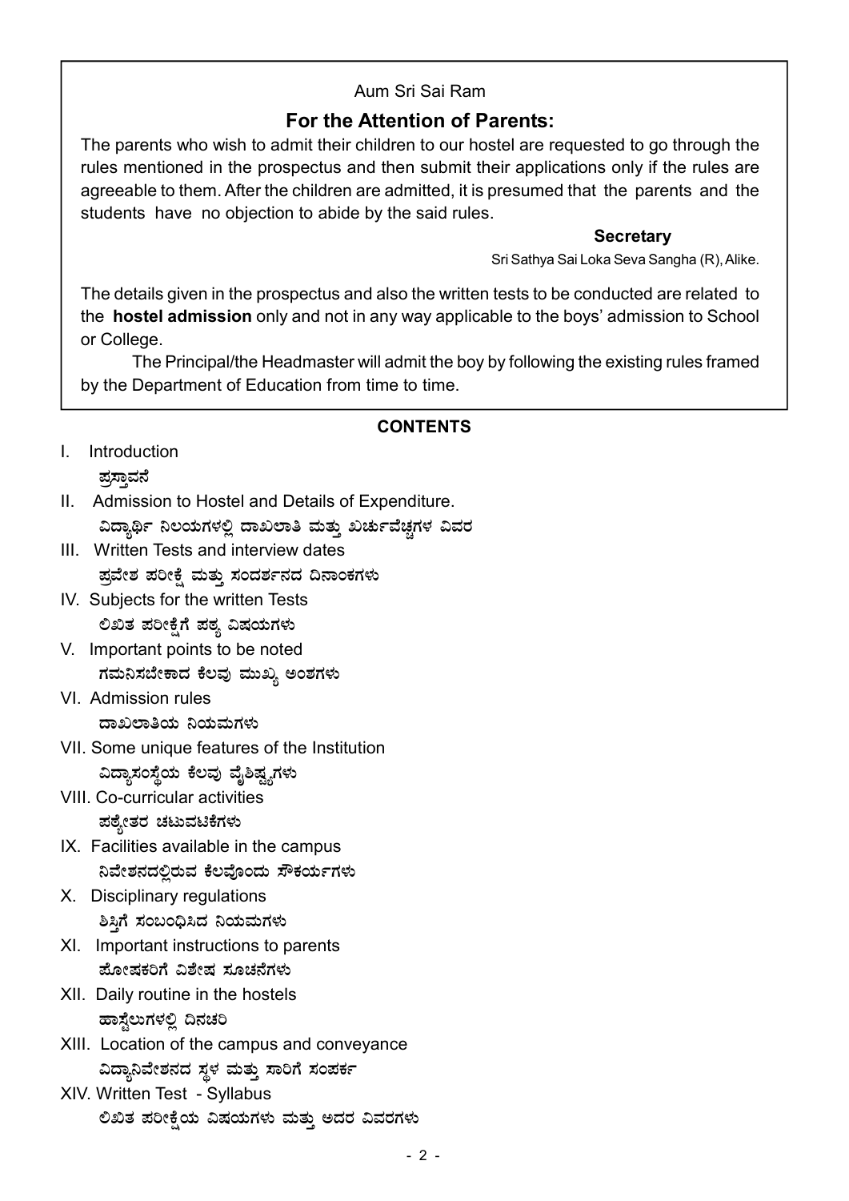Aum Sri Sai Ram

## For the Attention of Parents:

The parents who wish to admit their children to our hostel are requested to go through the rules mentioned in the prospectus and then submit their applications only if the rules are agreeable to them. After the children are admitted, it is presumed that the parents and the students have no objection to abide by the said rules.

**Secretary**
Sri Sathya Sai Loka Seva Sangha (R), Alike.

The details given in the prospectus and also the written tests to be conducted are related to the **hostel admission** only and not in any way applicable to the boys' admission to School or College.

The Principal/the Headmaster will admit the boy by following the existing rules framed by the Department of Education from time to time.

## CONTENTS

I. Introduction
ಪ್ರಸ್ತಾವನೆ

II. Admission to Hostel and Details of Expenditure.
ವಿದ್ಯಾರ್ಥಿ ನಿಲಯಗಳಲ್ಲಿ ದಾಖಲಾತಿ ಮತ್ತು ಖರ್ಚುವೆಚ್ಚಗಳ ವಿವರ

III. Written Tests and interview dates
ಪ್ರವೇಶ ಪರೀಕ್ಷೆ ಮತ್ತು ಸಂದರ್ಶನದ ದಿನಾಂಕಗಳು

IV. Subjects for the written Tests
ಲಿಖಿತ ಪರೀಕ್ಷೆಗೆ ಪಠ್ಯ ವಿಷಯಗಳು

V. Important points to be noted
ಗಮನಿಸಬೇಕಾದ ಕೆಲವು ಮುಖ್ಯ ಅಂಶಗಳು

VI. Admission rules
ದಾಖಲಾತಿಯ ನಿಯಮಗಳು

VII. Some unique features of the Institution
ವಿದ್ಯಾಸಂಸ್ಥೆಯ ಕೆಲವು ವೈಶಿಷ್ಟ್ಯಗಳು

VIII. Co-curricular activities
ಪಠ್ಯೇತರ ಚಟುವಟಿಕೆಗಳು

IX. Facilities available in the campus
ನಿವೇಶನದಲ್ಲಿರುವ ಕೆಲವೊಂದು ಸೌಕರ್ಯಗಳು

X. Disciplinary regulations
ಶಿಸ್ತಿಗೆ ಸಂಬಂಧಿಸಿದ ನಿಯಮಗಳು

XI. Important instructions to parents
ಪೋಷಕರಿಗೆ ವಿಶೇಷ ಸೂಚನೆಗಳು

XII. Daily routine in the hostels
ಹಾಸ್ಟೆಲುಗಳಲ್ಲಿ ದಿನಚರಿ

XIII. Location of the campus and conveyance
ವಿದ್ಯಾನಿವೇಶನದ ಸ್ಥಳ ಮತ್ತು ಸಾರಿಗೆ ಸಂಪರ್ಕ

XIV. Written Test - Syllabus
ಲಿಖಿತ ಪರೀಕ್ಷೆಯ ವಿಷಯಗಳು ಮತ್ತು ಅದರ ವಿವರಗಳು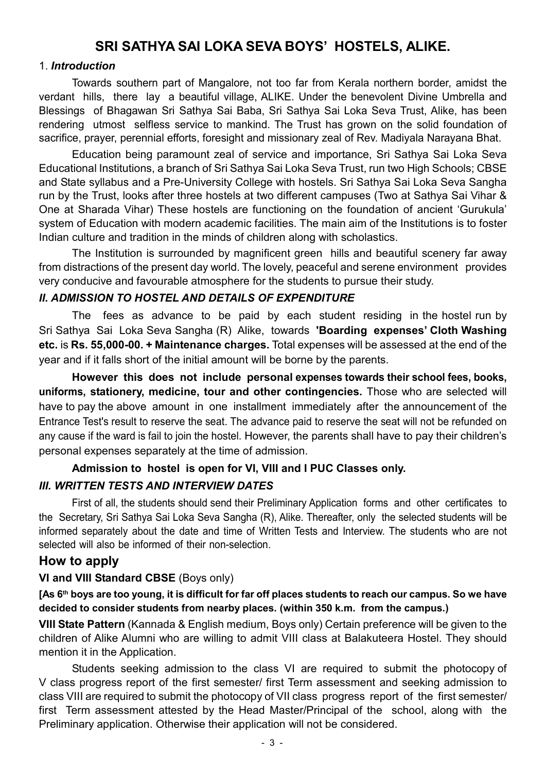# SRI SATHYA SAI LOKA SEVA BOYS' HOSTELS, ALIKE.

### 1. *Introduction*

Towards southern part of Mangalore, not too far from Kerala northern border, amidst the verdant hills, there lay a beautiful village, ALIKE. Under the benevolent Divine Umbrella and Blessings of Bhagawan Sri Sathya Sai Baba, Sri Sathya Sai Loka Seva Trust, Alike, has been rendering utmost selfless service to mankind. The Trust has grown on the solid foundation of sacrifice, prayer, perennial efforts, foresight and missionary zeal of Rev. Madiyala Narayana Bhat.

Education being paramount zeal of service and importance, Sri Sathya Sai Loka Seva Educational Institutions, a branch of Sri Sathya Sai Loka Seva Trust, run two High Schools; CBSE and State syllabus and a Pre-University College with hostels. Sri Sathya Sai Loka Seva Sangha run by the Trust, looks after three hostels at two different campuses (Two at Sathya Sai Vihar & One at Sharada Vihar) These hostels are functioning on the foundation of ancient 'Gurukula' system of Education with modern academic facilities. The main aim of the Institutions is to foster Indian culture and tradition in the minds of children along with scholastics.

The Institution is surrounded by magnificent green hills and beautiful scenery far away from distractions of the present day world. The lovely, peaceful and serene environment provides very conducive and favourable atmosphere for the students to pursue their study.

### *II. ADMISSION TO HOSTEL AND DETAILS OF EXPENDITURE*

The fees as advance to be paid by each student residing in the hostel run by Sri Sathya Sai Loka Seva Sangha (R) Alike, towards **'Boarding expenses' Cloth Washing etc.** is **Rs. 55,000-00. + Maintenance charges.** Total expenses will be assessed at the end of the year and if it falls short of the initial amount will be borne by the parents.

**However this does not include personal expenses towards their school fees, books, uniforms, stationery, medicine, tour and other contingencies.** Those who are selected will have to pay the above amount in one installment immediately after the announcement of the Entrance Test's result to reserve the seat. The advance paid to reserve the seat will not be refunded on any cause if the ward is fail to join the hostel. However, the parents shall have to pay their children's personal expenses separately at the time of admission.

**Admission to hostel is open for VI, VIII and I PUC Classes only.**

### *III. WRITTEN TESTS AND INTERVIEW DATES*

First of all, the students should send their Preliminary Application forms and other certificates to the Secretary, Sri Sathya Sai Loka Seva Sangha (R), Alike. Thereafter, only the selected students will be informed separately about the date and time of Written Tests and Interview. The students who are not selected will also be informed of their non-selection.

## How to apply

**VI and VIII Standard CBSE** (Boys only)

**[As 6th boys are too young, it is difficult for far off places students to reach our campus. So we have decided to consider students from nearby places. (within 350 k.m. from the campus.)**

**VIII State Pattern** (Kannada & English medium, Boys only) Certain preference will be given to the children of Alike Alumni who are willing to admit VIII class at Balakuteera Hostel. They should mention it in the Application.

Students seeking admission to the class VI are required to submit the photocopy of V class progress report of the first semester/ first Term assessment and seeking admission to class VIII are required to submit the photocopy of VII class progress report of the first semester/ first Term assessment attested by the Head Master/Principal of the school, along with the Preliminary application. Otherwise their application will not be considered.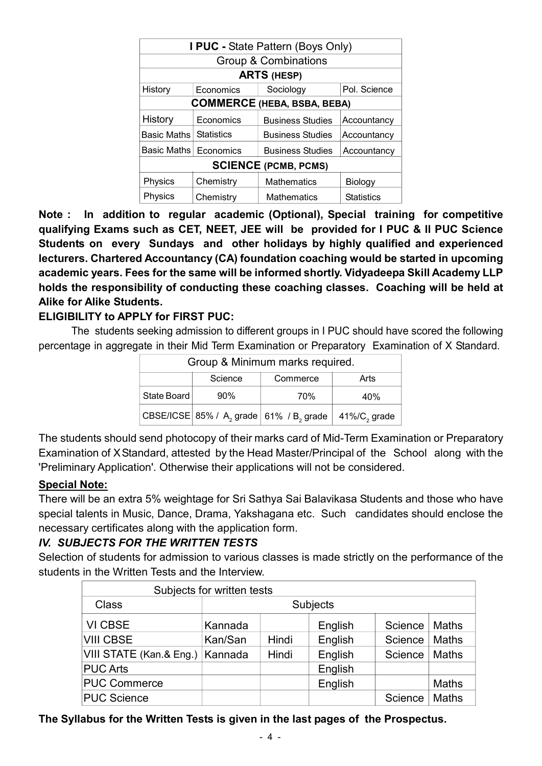| **I PUC -** State Pattern (Boys Only) | | | |
|---|---|---|---|
| Group & Combinations | | | |
| **ARTS** (HESP) | | | |
| History | Economics | Sociology | Pol. Science |
| **COMMERCE** (HEBA, BSBA, BEBA) | | | |
| History | Economics | Business Studies | Accountancy |
| Basic Maths | Statistics | Business Studies | Accountancy |
| Basic Maths | Economics | Business Studies | Accountancy |
| **SCIENCE** (PCMB, PCMS) | | | |
| Physics | Chemistry | Mathematics | Biology |
| Physics | Chemistry | Mathematics | Statistics |

**Note : In addition to regular academic (Optional), Special training for competitive qualifying Exams such as CET, NEET, JEE will be provided for I PUC & II PUC Science Students on every Sundays and other holidays by highly qualified and experienced lecturers. Chartered Accountancy (CA) foundation coaching would be started in upcoming academic years. Fees for the same will be informed shortly. Vidyadeepa Skill Academy LLP holds the responsibility of conducting these coaching classes. Coaching will be held at Alike for Alike Students.**

**ELIGIBILITY to APPLY for FIRST PUC:**

The students seeking admission to different groups in I PUC should have scored the following percentage in aggregate in their Mid Term Examination or Preparatory Examination of X Standard.

| Group & Minimum marks required. | | | |
|---|---|---|---|
| | Science | Commerce | Arts |
| State Board | 90% | 70% | 40% |
| CBSE/ICSE | 85% / $A_2$ grade | 61% / $B_2$ grade | 41%/$C_2$ grade |

The students should send photocopy of their marks card of Mid-Term Examination or Preparatory Examination of X Standard, attested by the Head Master/Principal of the School along with the 'Preliminary Application'. Otherwise their applications will not be considered.

**Special Note:**

There will be an extra 5% weightage for Sri Sathya Sai Balavikasa Students and those who have special talents in Music, Dance, Drama, Yakshagana etc. Such candidates should enclose the necessary certificates along with the application form.

### *IV. SUBJECTS FOR THE WRITTEN TESTS*

Selection of students for admission to various classes is made strictly on the performance of the students in the Written Tests and the Interview.

| Subjects for written tests | | | | | |
|---|---|---|---|---|---|
| Class | Subjects | | | | |
| VI CBSE | Kannada | | English | Science | Maths |
| VIII CBSE | Kan/San | Hindi | English | Science | Maths |
| VIII STATE (Kan.& Eng.) | Kannada | Hindi | English | Science | Maths |
| PUC Arts | | | English | | |
| PUC Commerce | | | English | | Maths |
| PUC Science | | | | Science | Maths |

**The Syllabus for the Written Tests is given in the last pages of the Prospectus.**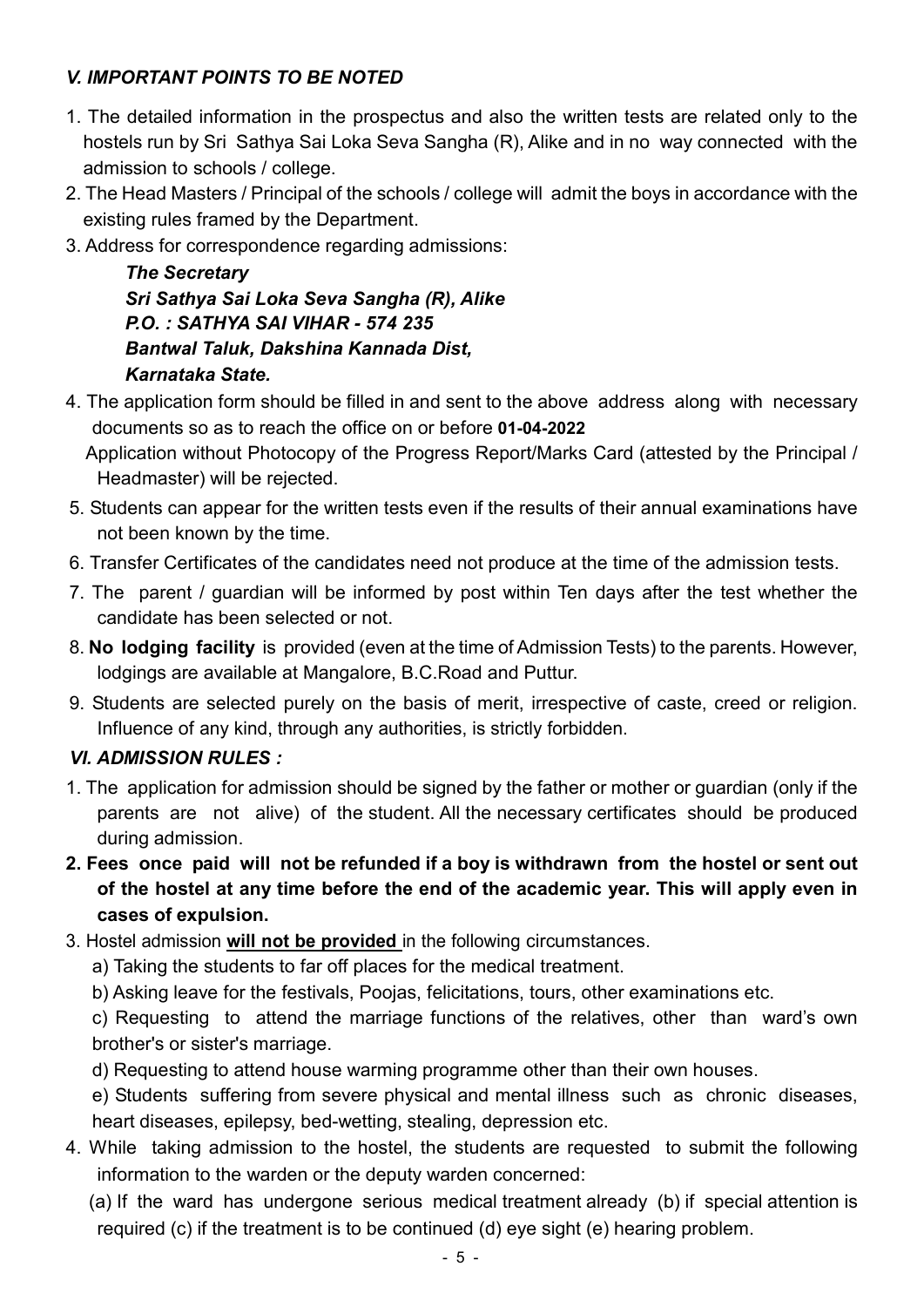### *V. IMPORTANT POINTS TO BE NOTED*

1. The detailed information in the prospectus and also the written tests are related only to the hostels run by Sri Sathya Sai Loka Seva Sangha (R), Alike and in no way connected with the admission to schools / college.
2. The Head Masters / Principal of the schools / college will admit the boys in accordance with the existing rules framed by the Department.
3. Address for correspondence regarding admissions:

   ***The Secretary***
   ***Sri Sathya Sai Loka Seva Sangha (R), Alike***
   ***P.O. : SATHYA SAI VIHAR - 574 235***
   ***Bantwal Taluk, Dakshina Kannada Dist,***
   ***Karnataka State.***

4. The application form should be filled in and sent to the above address along with necessary documents so as to reach the office on or before **01-04-2022**

   Application without Photocopy of the Progress Report/Marks Card (attested by the Principal / Headmaster) will be rejected.
5. Students can appear for the written tests even if the results of their annual examinations have not been known by the time.
6. Transfer Certificates of the candidates need not produce at the time of the admission tests.
7. The parent / guardian will be informed by post within Ten days after the test whether the candidate has been selected or not.
8. **No lodging facility** is provided (even at the time of Admission Tests) to the parents. However, lodgings are available at Mangalore, B.C.Road and Puttur.
9. Students are selected purely on the basis of merit, irrespective of caste, creed or religion. Influence of any kind, through any authorities, is strictly forbidden.

### *VI. ADMISSION RULES :*

1. The application for admission should be signed by the father or mother or guardian (only if the parents are not alive) of the student. All the necessary certificates should be produced during admission.
2. **Fees once paid will not be refunded if a boy is withdrawn from the hostel or sent out of the hostel at any time before the end of the academic year. This will apply even in cases of expulsion.**
3. Hostel admission **<u>will not be provided</u>** in the following circumstances.
   a) Taking the students to far off places for the medical treatment.
   b) Asking leave for the festivals, Poojas, felicitations, tours, other examinations etc.
   c) Requesting to attend the marriage functions of the relatives, other than ward's own brother's or sister's marriage.
   d) Requesting to attend house warming programme other than their own houses.
   e) Students suffering from severe physical and mental illness such as chronic diseases, heart diseases, epilepsy, bed-wetting, stealing, depression etc.
4. While taking admission to the hostel, the students are requested to submit the following information to the warden or the deputy warden concerned:

   (a) If the ward has undergone serious medical treatment already (b) if special attention is required (c) if the treatment is to be continued (d) eye sight (e) hearing problem.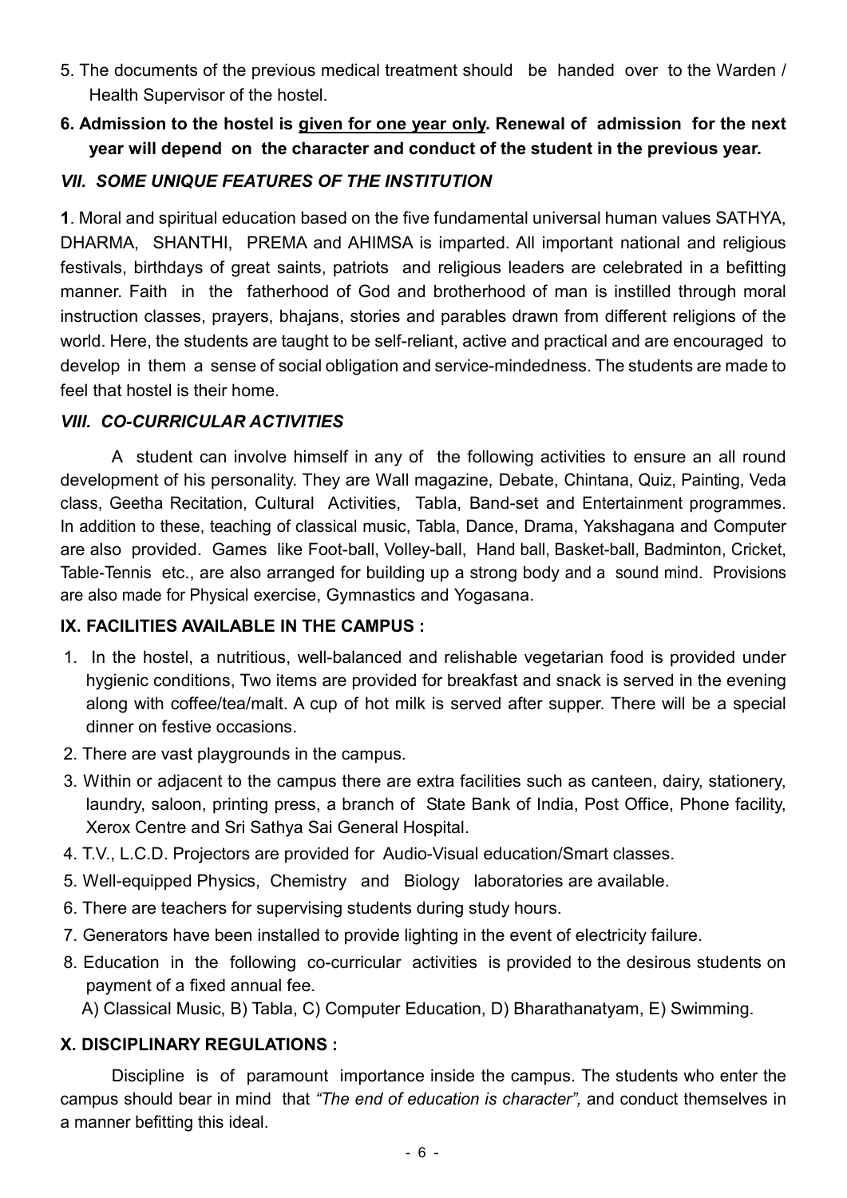5. The documents of the previous medical treatment should be handed over to the Warden / Health Supervisor of the hostel.

**6. Admission to the hostel is <u>given for one year only</u>. Renewal of admission for the next year will depend on the character and conduct of the student in the previous year.**

### *VII. SOME UNIQUE FEATURES OF THE INSTITUTION*

**1**. Moral and spiritual education based on the five fundamental universal human values SATHYA, DHARMA, SHANTHI, PREMA and AHIMSA is imparted. All important national and religious festivals, birthdays of great saints, patriots and religious leaders are celebrated in a befitting manner. Faith in the fatherhood of God and brotherhood of man is instilled through moral instruction classes, prayers, bhajans, stories and parables drawn from different religions of the world. Here, the students are taught to be self-reliant, active and practical and are encouraged to develop in them a sense of social obligation and service-mindedness. The students are made to feel that hostel is their home.

### *VIII. CO-CURRICULAR ACTIVITIES*

A student can involve himself in any of the following activities to ensure an all round development of his personality. They are Wall magazine, Debate, Chintana, Quiz, Painting, Veda class, Geetha Recitation, Cultural Activities, Tabla, Band-set and Entertainment programmes. In addition to these, teaching of classical music, Tabla, Dance, Drama, Yakshagana and Computer are also provided. Games like Foot-ball, Volley-ball, Hand ball, Basket-ball, Badminton, Cricket, Table-Tennis etc., are also arranged for building up a strong body and a sound mind. Provisions are also made for Physical exercise, Gymnastics and Yogasana.

### **IX. FACILITIES AVAILABLE IN THE CAMPUS :**

1. In the hostel, a nutritious, well-balanced and relishable vegetarian food is provided under hygienic conditions, Two items are provided for breakfast and snack is served in the evening along with coffee/tea/malt. A cup of hot milk is served after supper. There will be a special dinner on festive occasions.
2. There are vast playgrounds in the campus.
3. Within or adjacent to the campus there are extra facilities such as canteen, dairy, stationery, laundry, saloon, printing press, a branch of State Bank of India, Post Office, Phone facility, Xerox Centre and Sri Sathya Sai General Hospital.
4. T.V., L.C.D. Projectors are provided for Audio-Visual education/Smart classes.
5. Well-equipped Physics, Chemistry and Biology laboratories are available.
6. There are teachers for supervising students during study hours.
7. Generators have been installed to provide lighting in the event of electricity failure.
8. Education in the following co-curricular activities is provided to the desirous students on payment of a fixed annual fee.

   A) Classical Music, B) Tabla, C) Computer Education, D) Bharathanatyam, E) Swimming.

### **X. DISCIPLINARY REGULATIONS :**

Discipline is of paramount importance inside the campus. The students who enter the campus should bear in mind that *"The end of education is character",* and conduct themselves in a manner befitting this ideal.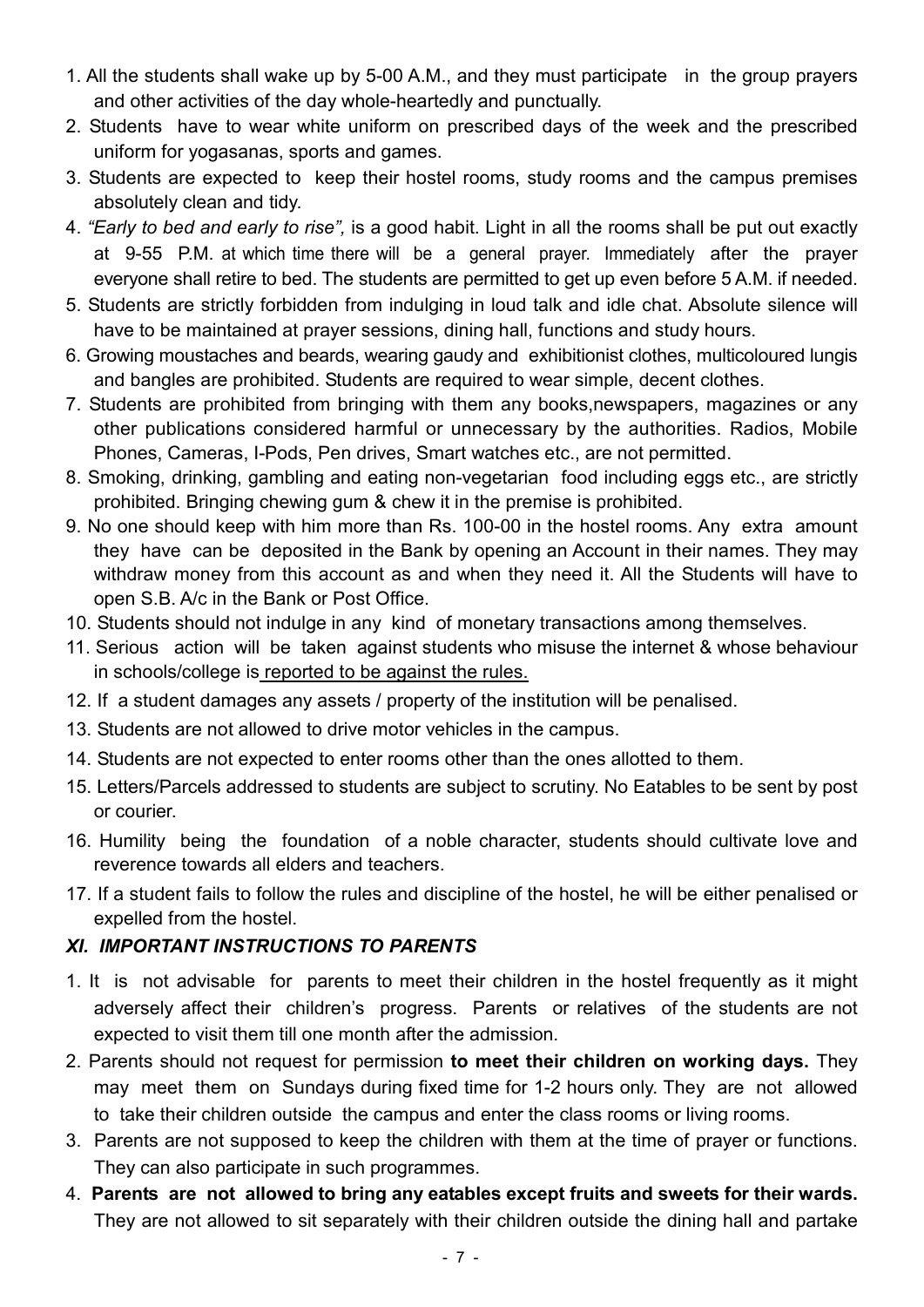1. All the students shall wake up by 5-00 A.M., and they must participate in the group prayers and other activities of the day whole-heartedly and punctually.
2. Students have to wear white uniform on prescribed days of the week and the prescribed uniform for yogasanas, sports and games.
3. Students are expected to keep their hostel rooms, study rooms and the campus premises absolutely clean and tidy.
4. *"Early to bed and early to rise",* is a good habit. Light in all the rooms shall be put out exactly at 9-55 P.M. at which time there will be a general prayer. Immediately after the prayer everyone shall retire to bed. The students are permitted to get up even before 5 A.M. if needed.
5. Students are strictly forbidden from indulging in loud talk and idle chat. Absolute silence will have to be maintained at prayer sessions, dining hall, functions and study hours.
6. Growing moustaches and beards, wearing gaudy and exhibitionist clothes, multicoloured lungis and bangles are prohibited. Students are required to wear simple, decent clothes.
7. Students are prohibited from bringing with them any books,newspapers, magazines or any other publications considered harmful or unnecessary by the authorities. Radios, Mobile Phones, Cameras, I-Pods, Pen drives, Smart watches etc., are not permitted.
8. Smoking, drinking, gambling and eating non-vegetarian food including eggs etc., are strictly prohibited. Bringing chewing gum & chew it in the premise is prohibited.
9. No one should keep with him more than Rs. 100-00 in the hostel rooms. Any extra amount they have can be deposited in the Bank by opening an Account in their names. They may withdraw money from this account as and when they need it. All the Students will have to open S.B. A/c in the Bank or Post Office.
10. Students should not indulge in any kind of monetary transactions among themselves.
11. Serious action will be taken against students who misuse the internet & whose behaviour in schools/college is reported to be against the rules.
12. If a student damages any assets / property of the institution will be penalised.
13. Students are not allowed to drive motor vehicles in the campus.
14. Students are not expected to enter rooms other than the ones allotted to them.
15. Letters/Parcels addressed to students are subject to scrutiny. No Eatables to be sent by post or courier.
16. Humility being the foundation of a noble character, students should cultivate love and reverence towards all elders and teachers.
17. If a student fails to follow the rules and discipline of the hostel, he will be either penalised or expelled from the hostel.

### *XI. IMPORTANT INSTRUCTIONS TO PARENTS*

1. It is not advisable for parents to meet their children in the hostel frequently as it might adversely affect their children's progress. Parents or relatives of the students are not expected to visit them till one month after the admission.
2. Parents should not request for permission **to meet their children on working days.** They may meet them on Sundays during fixed time for 1-2 hours only. They are not allowed to take their children outside the campus and enter the class rooms or living rooms.
3. Parents are not supposed to keep the children with them at the time of prayer or functions. They can also participate in such programmes.
4. **Parents are not allowed to bring any eatables except fruits and sweets for their wards.** They are not allowed to sit separately with their children outside the dining hall and partake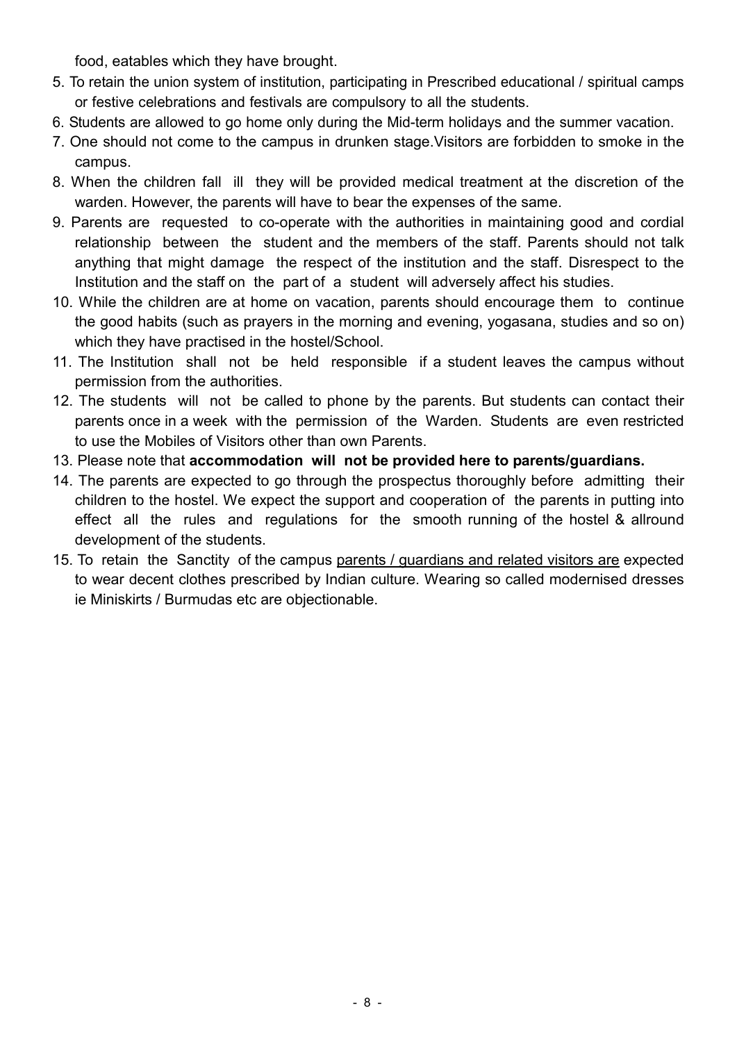food, eatables which they have brought.

5. To retain the union system of institution, participating in Prescribed educational / spiritual camps or festive celebrations and festivals are compulsory to all the students.
6. Students are allowed to go home only during the Mid-term holidays and the summer vacation.
7. One should not come to the campus in drunken stage.Visitors are forbidden to smoke in the campus.
8. When the children fall ill they will be provided medical treatment at the discretion of the warden. However, the parents will have to bear the expenses of the same.
9. Parents are requested to co-operate with the authorities in maintaining good and cordial relationship between the student and the members of the staff. Parents should not talk anything that might damage the respect of the institution and the staff. Disrespect to the Institution and the staff on the part of a student will adversely affect his studies.
10. While the children are at home on vacation, parents should encourage them to continue the good habits (such as prayers in the morning and evening, yogasana, studies and so on) which they have practised in the hostel/School.
11. The Institution shall not be held responsible if a student leaves the campus without permission from the authorities.
12. The students will not be called to phone by the parents. But students can contact their parents once in a week with the permission of the Warden. Students are even restricted to use the Mobiles of Visitors other than own Parents.
13. Please note that **accommodation will not be provided here to parents/guardians.**
14. The parents are expected to go through the prospectus thoroughly before admitting their children to the hostel. We expect the support and cooperation of the parents in putting into effect all the rules and regulations for the smooth running of the hostel & allround development of the students.
15. To retain the Sanctity of the campus <u>parents / guardians and related visitors are</u> expected to wear decent clothes prescribed by Indian culture. Wearing so called modernised dresses ie Miniskirts / Burmudas etc are objectionable.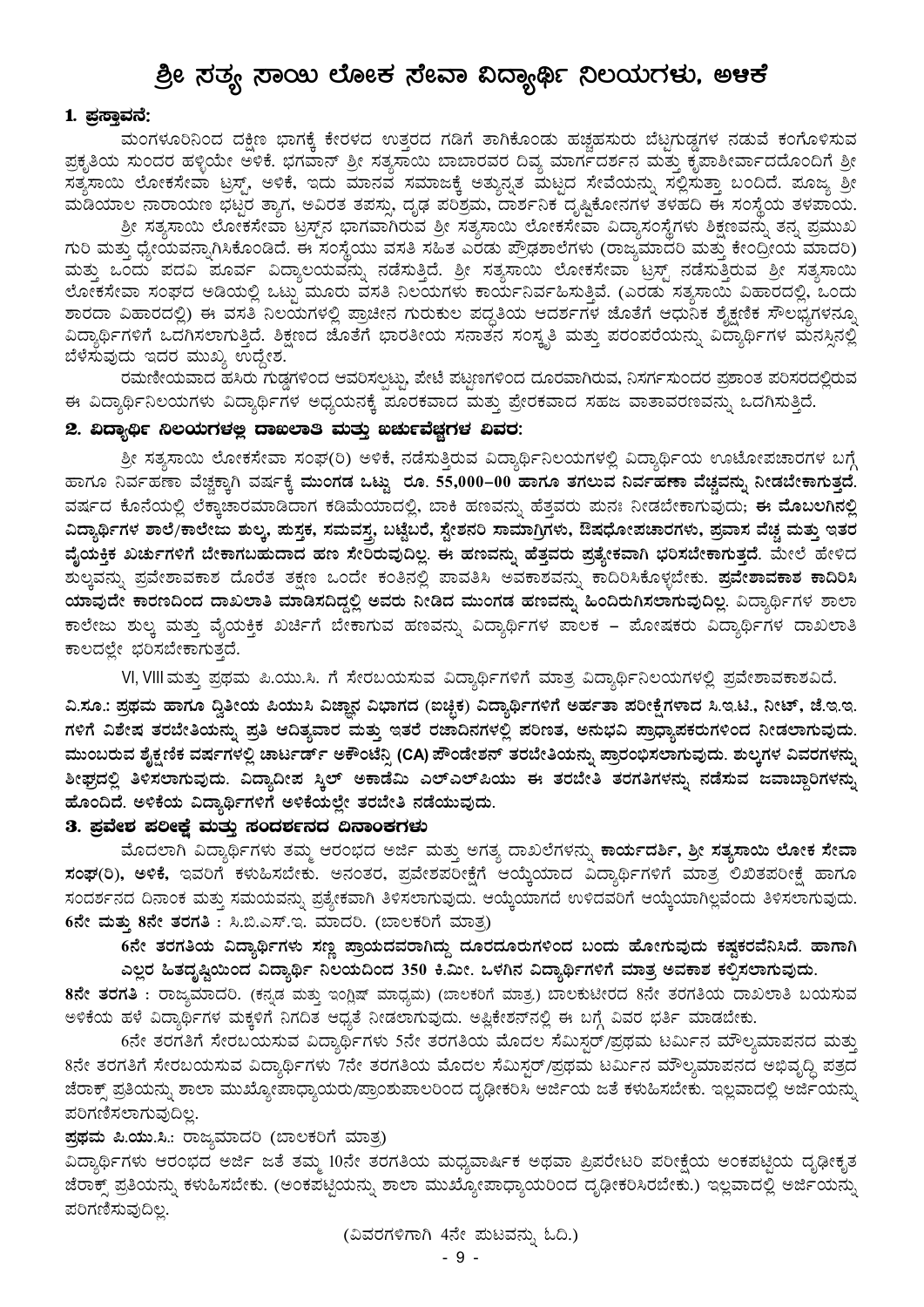# ಶ್ರೀ ಸತ್ಯ ಸಾಯಿ ಲೋಕ ಸೇವಾ ವಿದ್ಯಾರ್ಥಿ ನಿಲಯಗಳು, ಅಳಿಕೆ

## 1. ಪ್ರಸ್ತಾವನೆ:

ಮಂಗಳೂರಿನಿಂದ ದಕ್ಷಿಣ ಭಾಗಕ್ಕೆ ಕೇರಳದ ಉತ್ತರದ ಗಡಿಗೆ ತಾಗಿಕೊಂಡು ಹಚ್ಚಹಸುರು ಬೆಟ್ಟಗುಡ್ಡಗಳ ನಡುವೆ ಕಂಗೊಳಿಸುವ ಪ್ರಕೃತಿಯ ಸುಂದರ ಹಳ್ಳಿಯೇ ಅಳಿಕೆ. ಭಗವಾನ್ ಶ್ರೀ ಸತ್ಯಸಾಯಿ ಬಾಬಾರವರ ದಿವ್ಯ ಮಾರ್ಗದರ್ಶನ ಮತ್ತು ಕೃಪಾಶೀರ್ವಾದದೊಂದಿಗೆ ಶ್ರೀ ಸತ್ಯಸಾಯಿ ಲೋಕಸೇವಾ ಟ್ರಸ್ಟ್, ಅಳಿಕೆ, ಇದು ಮಾನವ ಸಮಾಜಕ್ಕೆ ಅತ್ಯುನ್ನತ ಮಟ್ಟದ ಸೇವೆಯನ್ನು ಸಲ್ಲಿಸುತ್ತಾ ಬಂದಿದೆ. ಪೂಜ್ಯ ಶ್ರೀ ಮಡಿಯಾಲ ನಾರಾಯಣ ಭಟ್ಟರ ತ್ಯಾಗ, ಅವಿರತ ತಪಸ್ಸು, ದೃಢ ಪರಿಶ್ರಮ, ದಾರ್ಶನಿಕ ದೃಷ್ಟಿಕೋನಗಳ ತಳಹದಿ ಈ ಸಂಸ್ಥೆಯ ತಳಪಾಯ.

ಶ್ರೀ ಸತ್ಯಸಾಯಿ ಲೋಕಸೇವಾ ಟ್ರಸ್ಟ್‌ನ ಭಾಗವಾಗಿರುವ ಶ್ರೀ ಸತ್ಯಸಾಯಿ ಲೋಕಸೇವಾ ವಿದ್ಯಾಸಂಸ್ಥೆಗಳು ಶಿಕ್ಷಣವನ್ನು ತನ್ನ ಪ್ರಮುಖ ಗುರಿ ಮತ್ತು ಧ್ಯೇಯವನ್ನಾಗಿಸಿಕೊಂಡಿದೆ. ಈ ಸಂಸ್ಥೆಯು ವಸತಿ ಸಹಿತ ಎರಡು ಪ್ರೌಢಶಾಲೆಗಳು (ರಾಜ್ಯಮಾದರಿ ಮತ್ತು ಕೇಂದ್ರೀಯ ಮಾದರಿ) ಮತ್ತು ಒಂದು ಪದವಿ ಪೂರ್ವ ವಿದ್ಯಾಲಯವನ್ನು ನಡೆಸುತ್ತಿದೆ. ಶ್ರೀ ಸತ್ಯಸಾಯಿ ಲೋಕಸೇವಾ ಟ್ರಸ್ಟ್ ನಡೆಸುತ್ತಿರುವ ಶ್ರೀ ಸತ್ಯಸಾಯಿ ಲೋಕಸೇವಾ ಸಂಘದ ಅಡಿಯಲ್ಲಿ ಒಟ್ಟು ಮೂರು ವಸತಿ ನಿಲಯಗಳು ಕಾರ್ಯನಿರ್ವಹಿಸುತ್ತಿವೆ. (ಎರಡು ಸತ್ಯಸಾಯಿ ವಿಹಾರದಲ್ಲಿ, ಒಂದು ಶಾರದಾ ವಿಹಾರದಲ್ಲಿ) ಈ ವಸತಿ ನಿಲಯಗಳಲ್ಲಿ ಪ್ರಾಚೀನ ಗುರುಕುಲ ಪದ್ಧತಿಯ ಆದರ್ಶಗಳ ಜೊತೆಗೆ ಆಧುನಿಕ ಶೈಕ್ಷಣಿಕ ಸೌಲಭ್ಯಗಳನ್ನೂ ವಿದ್ಯಾರ್ಥಿಗಳಿಗೆ ಒದಗಿಸಲಾಗುತ್ತಿದೆ. ಶಿಕ್ಷಣದ ಜೊತೆಗೆ ಭಾರತೀಯ ಸನಾತನ ಸಂಸ್ಕೃತಿ ಮತ್ತು ಪರಂಪರೆಯನ್ನು ವಿದ್ಯಾರ್ಥಿಗಳ ಮನಸ್ಸಿನಲ್ಲಿ ಬೆಳೆಸುವುದು ಇದರ ಮುಖ್ಯ ಉದ್ದೇಶ.

ರಮಣೀಯವಾದ ಹಸಿರು ಗುಡ್ಡಗಳಿಂದ ಆವರಿಸಲ್ಪಟ್ಟು, ಪೇಟೆ ಪಟ್ಟಣಗಳಿಂದ ದೂರವಾಗಿರುವ, ನಿಸರ್ಗಸುಂದರ ಪ್ರಶಾಂತ ಪರಿಸರದಲ್ಲಿರುವ ಈ ವಿದ್ಯಾರ್ಥಿನಿಲಯಗಳು ವಿದ್ಯಾರ್ಥಿಗಳ ಅಧ್ಯಯನಕ್ಕೆ ಪೂರಕವಾದ ಮತ್ತು ಪ್ರೇರಕವಾದ ಸಹಜ ವಾತಾವರಣವನ್ನು ಒದಗಿಸುತ್ತಿದೆ.

## 2. ವಿದ್ಯಾರ್ಥಿ ನಿಲಯಗಳಲ್ಲಿ ದಾಖಲಾತಿ ಮತ್ತು ಖರ್ಚುವೆಚ್ಚಗಳ ವಿವರ:

ಶ್ರೀ ಸತ್ಯಸಾಯಿ ಲೋಕಸೇವಾ ಸಂಘ(ರಿ) ಅಳಿಕೆ, ನಡೆಸುತ್ತಿರುವ ವಿದ್ಯಾರ್ಥಿನಿಲಯಗಳಲ್ಲಿ ವಿದ್ಯಾರ್ಥಿಯ ಊಟೋಪಚಾರಗಳ ಬಗ್ಗೆ ಹಾಗೂ ನಿರ್ವಹಣಾ ವೆಚ್ಚಕ್ಕಾಗಿ ವರ್ಷಕ್ಕೆ **ಮುಂಗಡ ಒಟ್ಟು ರೂ. 55,000–00 ಹಾಗೂ ತಗಲುವ ನಿರ್ವಹಣಾ ವೆಚ್ಚವನ್ನು ನೀಡಬೇಕಾಗುತ್ತದೆ.** ವರ್ಷದ ಕೊನೆಯಲ್ಲಿ ಲೆಕ್ಕಾಚಾರಮಾಡಿದಾಗ ಕಡಿಮೆಯಾದಲ್ಲಿ, ಬಾಕಿ ಹಣವನ್ನು ಹೆತ್ತವರು ಪುನಃ ನೀಡಬೇಕಾಗುವುದು; **ಈ ಮೊಬಲಗಿನಲ್ಲಿ ವಿದ್ಯಾರ್ಥಿಗಳ ಶಾಲೆ/ಕಾಲೇಜು ಶುಲ್ಕ, ಪುಸ್ತಕ, ಸಮವಸ್ತ್ರ, ಬಟ್ಟೆಬರೆ, ಸ್ಟೇಶನರಿ ಸಾಮಾಗ್ರಿಗಳು, ಔಷಧೋಪಚಾರಗಳು, ಪ್ರವಾಸ ವೆಚ್ಚ ಮತ್ತು ಇತರ ವೈಯಕ್ತಿಕ ಖರ್ಚುಗಳಿಗೆ ಬೇಕಾಗಬಹುದಾದ ಹಣ ಸೇರಿರುವುದಿಲ್ಲ. ಈ ಹಣವನ್ನು ಹೆತ್ತವರು ಪ್ರತ್ಯೇಕವಾಗಿ ಭರಿಸಬೇಕಾಗುತ್ತದೆ.** ಮೇಲೆ ಹೇಳಿದ ಶುಲ್ಕವನ್ನು ಪ್ರವೇಶಾವಕಾಶ ದೊರೆತ ತಕ್ಷಣ ಒಂದೇ ಕಂತಿನಲ್ಲಿ ಪಾವತಿಸಿ ಅವಕಾಶವನ್ನು ಕಾದಿರಿಸಿಕೊಳ್ಳಬೇಕು. **ಪ್ರವೇಶಾವಕಾಶ ಕಾದಿರಿಸಿ ಯಾವುದೇ ಕಾರಣದಿಂದ ದಾಖಲಾತಿ ಮಾಡಿಸದಿದ್ದಲ್ಲಿ ಅವರು ನೀಡಿದ ಮುಂಗಡ ಹಣವನ್ನು ಹಿಂದಿರುಗಿಸಲಾಗುವುದಿಲ್ಲ.** ವಿದ್ಯಾರ್ಥಿಗಳ ಶಾಲಾ ಕಾಲೇಜು ಶುಲ್ಕ ಮತ್ತು ವೈಯಕ್ತಿಕ ಖರ್ಚಿಗೆ ಬೇಕಾಗುವ ಹಣವನ್ನು ವಿದ್ಯಾರ್ಥಿಗಳ ಪಾಲಕ – ಪೋಷಕರು ವಿದ್ಯಾರ್ಥಿಗಳ ದಾಖಲಾತಿ ಕಾಲದಲ್ಲೇ ಭರಿಸಬೇಕಾಗುತ್ತದೆ.

VI, VIII ಮತ್ತು ಪ್ರಥಮ ಪಿ.ಯು.ಸಿ. ಗೆ ಸೇರಬಯಸುವ ವಿದ್ಯಾರ್ಥಿಗಳಿಗೆ ಮಾತ್ರ ವಿದ್ಯಾರ್ಥಿನಿಲಯಗಳಲ್ಲಿ ಪ್ರವೇಶಾವಕಾಶವಿದೆ.

**ವಿ.ಸೂ.: ಪ್ರಥಮ ಹಾಗೂ ದ್ವಿತೀಯ ಪಿಯುಸಿ ವಿಜ್ಞಾನ ವಿಭಾಗದ (ಐಚ್ಛಿಕ) ವಿದ್ಯಾರ್ಥಿಗಳಿಗೆ ಅರ್ಹತಾ ಪರೀಕ್ಷೆಗಳಾದ ಸಿ.ಇ.ಟಿ., ನೀಟ್, ಜೆ.ಇ.ಇ. ಗಳಿಗೆ ವಿಶೇಷ ತರಬೇತಿಯನ್ನು ಪ್ರತಿ ಆದಿತ್ಯವಾರ ಮತ್ತು ಇತರೆ ರಜಾದಿನಗಳಲ್ಲಿ ಪರಿಣತ, ಅನುಭವಿ ಪ್ರಾಧ್ಯಾಪಕರುಗಳಿಂದ ನೀಡಲಾಗುವುದು. ಮುಂಬರುವ ಶೈಕ್ಷಣಿಕ ವರ್ಷಗಳಲ್ಲಿ ಚಾರ್ಟರ್ಡ್ ಅಕೌಂಟೆನ್ಸಿ (CA) ಫೌಂಡೇಶನ್ ತರಬೇತಿಯನ್ನು ಪ್ರಾರಂಭಿಸಲಾಗುವುದು. ಶುಲ್ಕಗಳ ವಿವರಗಳನ್ನು ಶೀಘ್ರದಲ್ಲಿ ತಿಳಿಸಲಾಗುವುದು. ವಿದ್ಯಾದೀಪ ಸ್ಕಿಲ್ ಅಕಾಡೆಮಿ ಎಲ್‌ಎಲ್‌ಪಿಯು ಈ ತರಬೇತಿ ತರಗತಿಗಳನ್ನು ನಡೆಸುವ ಜವಾಬ್ದಾರಿಗಳನ್ನು ಹೊಂದಿದೆ. ಅಳಿಕೆಯ ವಿದ್ಯಾರ್ಥಿಗಳಿಗೆ ಅಳಿಕೆಯಲ್ಲೇ ತರಬೇತಿ ನಡೆಯುವುದು.**

## 3. ಪ್ರವೇಶ ಪರೀಕ್ಷೆ ಮತ್ತು ಸಂದರ್ಶನದ ದಿನಾಂಕಗಳು

ಮೊದಲಾಗಿ ವಿದ್ಯಾರ್ಥಿಗಳು ತಮ್ಮ ಆರಂಭದ ಅರ್ಜಿ ಮತ್ತು ಅಗತ್ಯ ದಾಖಲೆಗಳನ್ನು **ಕಾರ್ಯದರ್ಶಿ, ಶ್ರೀ ಸತ್ಯಸಾಯಿ ಲೋಕ ಸೇವಾ ಸಂಘ(ರಿ), ಅಳಿಕೆ,** ಇವರಿಗೆ ಕಳುಹಿಸಬೇಕು. ಅನಂತರ, ಪ್ರವೇಶಪರೀಕ್ಷೆಗೆ ಆಯ್ಕೆಯಾದ ವಿದ್ಯಾರ್ಥಿಗಳಿಗೆ ಮಾತ್ರ ಲಿಖಿತಪರೀಕ್ಷೆ ಹಾಗೂ ಸಂದರ್ಶನದ ದಿನಾಂಕ ಮತ್ತು ಸಮಯವನ್ನು ಪ್ರತ್ಯೇಕವಾಗಿ ತಿಳಿಸಲಾಗುವುದು. ಆಯ್ಕೆಯಾಗದೆ ಉಳಿದವರಿಗೆ ಆಯ್ಕೆಯಾಗಿಲ್ಲವೆಂದು ತಿಳಿಸಲಾಗುವುದು.

**6ನೇ ಮತ್ತು 8ನೇ ತರಗತಿ** : ಸಿ.ಬಿ.ಎಸ್.ಇ. ಮಾದರಿ. (ಬಾಲಕರಿಗೆ ಮಾತ್ರ)

**6ನೇ ತರಗತಿಯ ವಿದ್ಯಾರ್ಥಿಗಳು ಸಣ್ಣ ಪ್ರಾಯದವರಾಗಿದ್ದು ದೂರದೂರುಗಳಿಂದ ಬಂದು ಹೋಗುವುದು ಕಷ್ಟಕರವೆನಿಸಿದೆ. ಹಾಗಾಗಿ ಎಲ್ಲರ ಹಿತದೃಷ್ಟಿಯಿಂದ ವಿದ್ಯಾರ್ಥಿ ನಿಲಯದಿಂದ 350 ಕಿ.ಮೀ. ಒಳಗಿನ ವಿದ್ಯಾರ್ಥಿಗಳಿಗೆ ಮಾತ್ರ ಅವಕಾಶ ಕಲ್ಪಿಸಲಾಗುವುದು.**

**8ನೇ ತರಗತಿ** : ರಾಜ್ಯಮಾದರಿ. (ಕನ್ನಡ ಮತ್ತು ಇಂಗ್ಲಿಷ್ ಮಾಧ್ಯಮ) (ಬಾಲಕರಿಗೆ ಮಾತ್ರ.) ಬಾಲಕುಟೀರದ 8ನೇ ತರಗತಿಯ ದಾಖಲಾತಿ ಬಯಸುವ ಅಳಿಕೆಯ ಹಳೆ ವಿದ್ಯಾರ್ಥಿಗಳ ಮಕ್ಕಳಿಗೆ ನಿಗದಿತ ಆದ್ಯತೆ ನೀಡಲಾಗುವುದು. ಅಪ್ಲಿಕೇಶನ್‌ನಲ್ಲಿ ಈ ಬಗ್ಗೆ ವಿವರ ಭರ್ತಿ ಮಾಡಬೇಕು.

6ನೇ ತರಗತಿಗೆ ಸೇರಬಯಸುವ ವಿದ್ಯಾರ್ಥಿಗಳು 5ನೇ ತರಗತಿಯ ಮೊದಲ ಸೆಮಿಸ್ಟರ್/ಪ್ರಥಮ ಟರ್ಮಿನ ಮೌಲ್ಯಮಾಪನದ ಮತ್ತು 8ನೇ ತರಗತಿಗೆ ಸೇರಬಯಸುವ ವಿದ್ಯಾರ್ಥಿಗಳು 7ನೇ ತರಗತಿಯ ಮೊದಲ ಸೆಮಿಸ್ಟರ್/ಪ್ರಥಮ ಟರ್ಮಿನ ಮೌಲ್ಯಮಾಪನದ ಅಭಿವೃದ್ಧಿ ಪತ್ರದ ಜೆರಾಕ್ಸ್ ಪ್ರತಿಯನ್ನು ಶಾಲಾ ಮುಖ್ಯೋಪಾಧ್ಯಾಯರು/ಪ್ರಾಂಶುಪಾಲರಿಂದ ದೃಢೀಕರಿಸಿ ಅರ್ಜಿಯ ಜತೆ ಕಳುಹಿಸಬೇಕು. ಇಲ್ಲವಾದಲ್ಲಿ ಅರ್ಜಿಯನ್ನು ಪರಿಗಣಿಸಲಾಗುವುದಿಲ್ಲ.

**ಪ್ರಥಮ ಪಿ.ಯು.ಸಿ.:** ರಾಜ್ಯಮಾದರಿ (ಬಾಲಕರಿಗೆ ಮಾತ್ರ)

ವಿದ್ಯಾರ್ಥಿಗಳು ಆರಂಭದ ಅರ್ಜಿ ಜತೆ ತಮ್ಮ 10ನೇ ತರಗತಿಯ ಮಧ್ಯವಾರ್ಷಿಕ ಅಥವಾ ಪ್ರಿಪರೇಟರಿ ಪರೀಕ್ಷೆಯ ಅಂಕಪಟ್ಟಿಯ ದೃಢೀಕೃತ ಜೆರಾಕ್ಸ್ ಪ್ರತಿಯನ್ನು ಕಳುಹಿಸಬೇಕು. (ಅಂಕಪಟ್ಟಿಯನ್ನು ಶಾಲಾ ಮುಖ್ಯೋಪಾಧ್ಯಾಯರಿಂದ ದೃಢೀಕರಿಸಿರಬೇಕು.) ಇಲ್ಲವಾದಲ್ಲಿ ಅರ್ಜಿಯನ್ನು ಪರಿಗಣಿಸುವುದಿಲ್ಲ.

(ವಿವರಗಳಿಗಾಗಿ 4ನೇ ಪುಟವನ್ನು ಓದಿ.)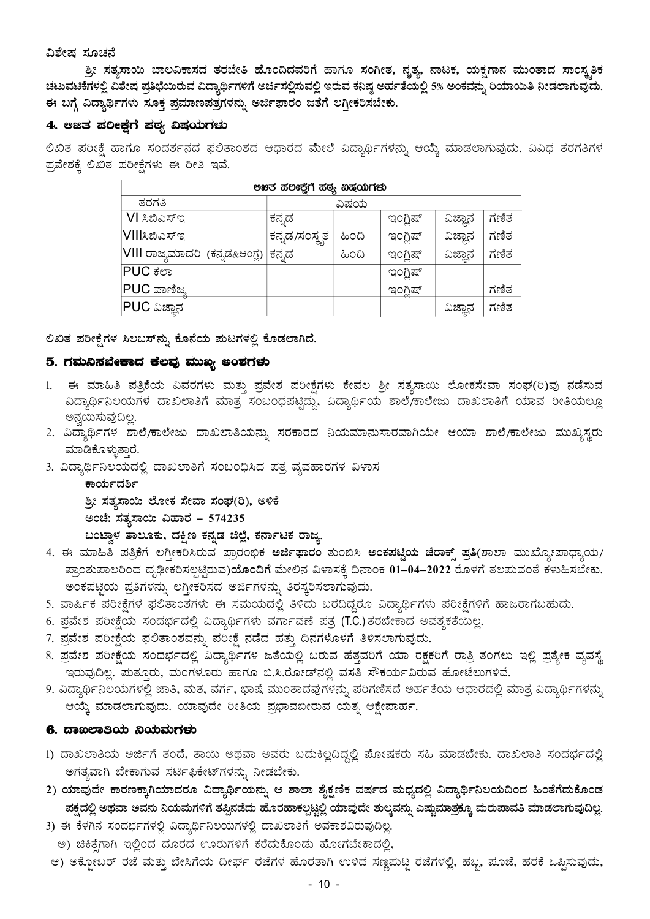**ವಿಶೇಷ ಸೂಚನೆ**

**ಶ್ರೀ ಸತ್ಯಸಾಯಿ ಬಾಲವಿಕಾಸದ ತರಬೇತಿ ಹೊಂದಿದವರಿಗೆ ಹಾಗೂ ಸಂಗೀತ, ನೃತ್ಯ, ನಾಟಕ, ಯಕ್ಷಗಾನ ಮುಂತಾದ ಸಾಂಸ್ಕೃತಿಕ ಚಟುವಟಿಕೆಗಳಲ್ಲಿ ವಿಶೇಷ ಪ್ರತಿಭೆಯಿರುವ ವಿದ್ಯಾರ್ಥಿಗಳಿಗೆ ಅರ್ಜಿಸಲ್ಲಿಸುವಲ್ಲಿ ಇರುವ ಕನಿಷ್ಠ ಅರ್ಹತೆಯಲ್ಲಿ 5% ಅಂಕವನ್ನು ರಿಯಾಯಿತಿ ನೀಡಲಾಗುವುದು. ಈ ಬಗ್ಗೆ ವಿದ್ಯಾರ್ಥಿಗಳು ಸೂಕ್ತ ಪ್ರಮಾಣಪತ್ರಗಳನ್ನು ಅರ್ಜಿಫಾರಂ ಜತೆಗೆ ಲಗ್ತೀಕರಿಸಬೇಕು.**

## 4. ಲಿಖಿತ ಪರೀಕ್ಷೆಗೆ ಪಠ್ಯ ವಿಷಯಗಳು

ಲಿಖಿತ ಪರೀಕ್ಷೆ ಹಾಗೂ ಸಂದರ್ಶನದ ಫಲಿತಾಂಶದ ಆಧಾರದ ಮೇಲೆ ವಿದ್ಯಾರ್ಥಿಗಳನ್ನು ಆಯ್ಕೆ ಮಾಡಲಾಗುವುದು. ವಿವಿಧ ತರಗತಿಗಳ ಪ್ರವೇಶಕ್ಕೆ ಲಿಖಿತ ಪರೀಕ್ಷೆಗಳು ಈ ರೀತಿ ಇವೆ.

| **ಲಿಖಿತ ಪರೀಕ್ಷೆಗೆ ಪಠ್ಯ ವಿಷಯಗಳು** | | | | | |
|---|---|---|---|---|---|
| ತರಗತಿ | ವಿಷಯ | | | | |
| VI ಸಿಬಿಎಸ್ಇ | ಕನ್ನಡ | | ಇಂಗ್ಲಿಷ್ | ವಿಜ್ಞಾನ | ಗಣಿತ |
| VIIIಸಿಬಿಎಸ್ಇ | ಕನ್ನಡ/ಸಂಸ್ಕೃತ | ಹಿಂದಿ | ಇಂಗ್ಲಿಷ್ | ವಿಜ್ಞಾನ | ಗಣಿತ |
| VIII ರಾಜ್ಯಮಾದರಿ (ಕನ್ನಡ&ಆಂಗ್ಲ) | ಕನ್ನಡ | ಹಿಂದಿ | ಇಂಗ್ಲಿಷ್ | ವಿಜ್ಞಾನ | ಗಣಿತ |
| PUC ಕಲಾ | | | ಇಂಗ್ಲಿಷ್ | | |
| PUC ವಾಣಿಜ್ಯ | | | ಇಂಗ್ಲಿಷ್ | | ಗಣಿತ |
| PUC ವಿಜ್ಞಾನ | | | | ವಿಜ್ಞಾನ | ಗಣಿತ |

**ಲಿಖಿತ ಪರೀಕ್ಷೆಗಳ ಸಿಲಬಸ್‌ನ್ನು ಕೊನೆಯ ಪುಟಗಳಲ್ಲಿ ಕೊಡಲಾಗಿದೆ.**

## 5. ಗಮನಿಸಬೇಕಾದ ಕೆಲವು ಮುಖ್ಯ ಅಂಶಗಳು

1. ಈ ಮಾಹಿತಿ ಪತ್ರಿಕೆಯ ವಿವರಗಳು ಮತ್ತು ಪ್ರವೇಶ ಪರೀಕ್ಷೆಗಳು ಕೇವಲ ಶ್ರೀ ಸತ್ಯಸಾಯಿ ಲೋಕಸೇವಾ ಸಂಘ(ರಿ)ವು ನಡೆಸುವ ವಿದ್ಯಾರ್ಥಿನಿಲಯಗಳ ದಾಖಲಾತಿಗೆ ಮಾತ್ರ ಸಂಬಂಧಪಟ್ಟಿದ್ದು, ವಿದ್ಯಾರ್ಥಿಯ ಶಾಲೆ/ಕಾಲೇಜು ದಾಖಲಾತಿಗೆ ಯಾವ ರೀತಿಯಲ್ಲೂ ಅನ್ವಯಿಸುವುದಿಲ್ಲ.
2. ವಿದ್ಯಾರ್ಥಿಗಳ ಶಾಲೆ/ಕಾಲೇಜು ದಾಖಲಾತಿಯನ್ನು ಸರಕಾರದ ನಿಯಮಾನುಸಾರವಾಗಿಯೇ ಆಯಾ ಶಾಲೆ/ಕಾಲೇಜು ಮುಖ್ಯಸ್ಥರು ಮಾಡಿಕೊಳ್ಳುತ್ತಾರೆ.
3. ವಿದ್ಯಾರ್ಥಿನಿಲಯದಲ್ಲಿ ದಾಖಲಾತಿಗೆ ಸಂಬಂಧಿಸಿದ ಪತ್ರ ವ್ಯವಹಾರಗಳ ವಿಳಾಸ

   **ಕಾರ್ಯದರ್ಶಿ**
   **ಶ್ರೀ ಸತ್ಯಸಾಯಿ ಲೋಕ ಸೇವಾ ಸಂಘ(ರಿ), ಅಳಿಕೆ**
   **ಅಂಚೆ: ಸತ್ಯಸಾಯಿ ವಿಹಾರ – 574235**
   **ಬಂಟ್ವಾಳ ತಾಲೂಕು, ದಕ್ಷಿಣ ಕನ್ನಡ ಜಿಲ್ಲೆ, ಕರ್ನಾಟಕ ರಾಜ್ಯ.**
4. ಈ ಮಾಹಿತಿ ಪತ್ರಿಕೆಗೆ ಲಗ್ತೀಕರಿಸಿರುವ ಪ್ರಾರಂಭಿಕ **ಅರ್ಜಿಫಾರಂ** ತುಂಬಿಸಿ **ಅಂಕಪಟ್ಟಿಯ ಜೆರಾಕ್ಸ್ ಪ್ರತಿ**(ಶಾಲಾ ಮುಖ್ಯೋಪಾಧ್ಯಾಯ/ ಪ್ರಾಂಶುಪಾಲರಿಂದ ದೃಢೀಕರಿಸಲ್ಪಟ್ಟಿರುವ)**ಯೊಂದಿಗೆ** ಮೇಲಿನ ವಿಳಾಸಕ್ಕೆ ದಿನಾಂಕ **01-04-2022** ರೊಳಗೆ ತಲಪುವಂತೆ ಕಳುಹಿಸಬೇಕು. ಅಂಕಪಟ್ಟಿಯ ಪ್ರತಿಗಳನ್ನು ಲಗ್ತೀಕರಿಸದ ಅರ್ಜಿಗಳನ್ನು ತಿರಸ್ಕರಿಸಲಾಗುವುದು.
5. ವಾರ್ಷಿಕ ಪರೀಕ್ಷೆಗಳ ಫಲಿತಾಂಶಗಳು ಈ ಸಮಯದಲ್ಲಿ ತಿಳಿದು ಬರದಿದ್ದರೂ ವಿದ್ಯಾರ್ಥಿಗಳು ಪರೀಕ್ಷೆಗಳಿಗೆ ಹಾಜರಾಗಬಹುದು.
6. ಪ್ರವೇಶ ಪರೀಕ್ಷೆಯ ಸಂದರ್ಭದಲ್ಲಿ ವಿದ್ಯಾರ್ಥಿಗಳು ವರ್ಗಾವಣೆ ಪತ್ರ (T.C.) ತರಬೇಕಾದ ಅವಶ್ಯಕತೆಯಿಲ್ಲ.
7. ಪ್ರವೇಶ ಪರೀಕ್ಷೆಯ ಫಲಿತಾಂಶವನ್ನು ಪರೀಕ್ಷೆ ನಡೆದ ಹತ್ತು ದಿನಗಳೊಳಗೆ ತಿಳಿಸಲಾಗುವುದು.
8. ಪ್ರವೇಶ ಪರೀಕ್ಷೆಯ ಸಂದರ್ಭದಲ್ಲಿ ವಿದ್ಯಾರ್ಥಿಗಳ ಜತೆಯಲ್ಲಿ ಬರುವ ಹೆತ್ತವರಿಗೆ ಯಾ ರಕ್ಷಕರಿಗೆ ರಾತ್ರಿ ತಂಗಲು ಇಲ್ಲಿ ಪ್ರತ್ಯೇಕ ವ್ಯವಸ್ಥೆ ಇರುವುದಿಲ್ಲ. ಪುತ್ತೂರು, ಮಂಗಳೂರು ಹಾಗೂ ಬಿ.ಸಿ.ರೋಡ್‌ನಲ್ಲಿ ವಸತಿ ಸೌಕರ್ಯವಿರುವ ಹೋಟೆಲುಗಳಿವೆ.
9. ವಿದ್ಯಾರ್ಥಿನಿಲಯಗಳಲ್ಲಿ ಜಾತಿ, ಮತ, ವರ್ಗ, ಭಾಷೆ ಮುಂತಾದವುಗಳನ್ನು ಪರಿಗಣಿಸದೆ ಅರ್ಹತೆಯ ಆಧಾರದಲ್ಲಿ ಮಾತ್ರ ವಿದ್ಯಾರ್ಥಿಗಳನ್ನು ಆಯ್ಕೆ ಮಾಡಲಾಗುವುದು. ಯಾವುದೇ ರೀತಿಯ ಪ್ರಭಾವಬೀರುವ ಯತ್ನ ಆಕ್ಷೇಪಾರ್ಹ.

## 6. ದಾಖಲಾತಿಯ ನಿಯಮಗಳು

1) ದಾಖಲಾತಿಯ ಅರ್ಜಿಗೆ ತಂದೆ, ತಾಯಿ ಅಥವಾ ಅವರು ಬದುಕಿಲ್ಲದಿದ್ದಲ್ಲಿ ಪೋಷಕರು ಸಹಿ ಮಾಡಬೇಕು. ದಾಖಲಾತಿ ಸಂದರ್ಭದಲ್ಲಿ ಅಗತ್ಯವಾಗಿ ಬೇಕಾಗುವ ಸರ್ಟಿಫಿಕೇಟ್‌ಗಳನ್ನು ನೀಡಬೇಕು.
2) **ಯಾವುದೇ ಕಾರಣಕ್ಕಾಗಿಯಾದರೂ ವಿದ್ಯಾರ್ಥಿಯನ್ನು ಆ ಶಾಲಾ ಶೈಕ್ಷಣಿಕ ವರ್ಷದ ಮಧ್ಯದಲ್ಲಿ ವಿದ್ಯಾರ್ಥಿನಿಲಯದಿಂದ ಹಿಂತೆಗೆದುಕೊಂಡ ಪಕ್ಷದಲ್ಲಿ ಅಥವಾ ಅವನು ನಿಯಮಗಳಿಗೆ ತಪ್ಪಿನಡೆದು ಹೊರಹಾಕಲ್ಪಟ್ಟಲ್ಲಿ ಯಾವುದೇ ಶುಲ್ಕವನ್ನು ಎಷ್ಟುಮಾತ್ರಕ್ಕೂ ಮರುಪಾವತಿ ಮಾಡಲಾಗುವುದಿಲ್ಲ.**
3) ಈ ಕೆಳಗಿನ ಸಂದರ್ಭಗಳಲ್ಲಿ ವಿದ್ಯಾರ್ಥಿನಿಲಯಗಳಲ್ಲಿ ದಾಖಲಾತಿಗೆ ಅವಕಾಶವಿರುವುದಿಲ್ಲ.
   ಅ) ಚಿಕಿತ್ಸೆಗಾಗಿ ಇಲ್ಲಿಂದ ದೂರದ ಊರುಗಳಿಗೆ ಕರೆದುಕೊಂಡು ಹೋಗಬೇಕಾದಲ್ಲಿ,
   ಆ) ಅಕ್ಟೋಬರ್ ರಜೆ ಮತ್ತು ಬೇಸಿಗೆಯ ದೀರ್ಘ ರಜೆಗಳ ಹೊರತಾಗಿ ಉಳಿದ ಸಣ್ಣಪುಟ್ಟ ರಜೆಗಳಲ್ಲಿ, ಹಬ್ಬ, ಪೂಜೆ, ಹರಕೆ ಒಪ್ಪಿಸುವುದು,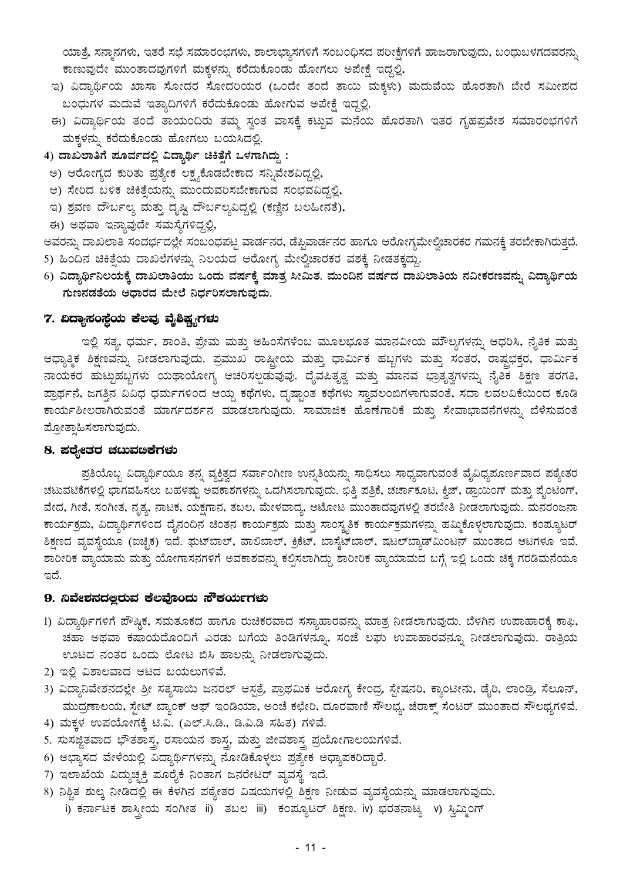ಯಾತ್ರೆ, ಸನ್ಮಾನಗಳು, ಇತರೆ ಸಭೆ ಸಮಾರಂಭಗಳು, ಶಾಲಾಭ್ಯಾಸಗಳಿಗೆ ಸಂಬಂಧಿಸದ ಪರೀಕ್ಷೆಗಳಿಗೆ ಹಾಜರಾಗುವುದು, ಬಂಧುಬಳಗದವರನ್ನು ಕಾಣುವುದೇ ಮುಂತಾದವುಗಳಿಗೆ ಮಕ್ಕಳನ್ನು ಕರೆದುಕೊಂಡು ಹೋಗಲು ಅಪೇಕ್ಷೆ ಇದ್ದಲ್ಲಿ,

ಇ) ವಿದ್ಯಾರ್ಥಿಯ ಖಾಸಾ ಸೋದರ ಸೋದರಿಯರ (ಒಂದೇ ತಂದೆ ತಾಯಿ ಮಕ್ಕಳು) ಮದುವೆಯ ಹೊರತಾಗಿ ಬೇರೆ ಸಮೀಪದ ಬಂಧುಗಳ ಮದುವೆ ಇತ್ಯಾದಿಗಳಿಗೆ ಕರೆದುಕೊಂಡು ಹೋಗುವ ಅಪೇಕ್ಷೆ ಇದ್ದಲ್ಲಿ.

ಈ) ವಿದ್ಯಾರ್ಥಿಯ ತಂದೆ ತಾಯಂದಿರು ತಮ್ಮ ಸ್ವಂತ ವಾಸಕ್ಕೆ ಕಟ್ಟುವ ಮನೆಯ ಹೊರತಾಗಿ ಇತರ ಗೃಹಪ್ರವೇಶ ಸಮಾರಂಭಗಳಿಗೆ ಮಕ್ಕಳನ್ನು ಕರೆದುಕೊಂಡು ಹೋಗಲು ಬಯಸಿದಲ್ಲಿ.

**4) ದಾಖಲಾತಿಗೆ ಪೂರ್ವದಲ್ಲಿ ವಿದ್ಯಾರ್ಥಿ ಚಿಕಿತ್ಸೆಗೆ ಒಳಗಾಗಿದ್ದು :**

ಅ) ಆರೋಗ್ಯದ ಕುರಿತು ಪ್ರತ್ಯೇಕ ಲಕ್ಷ್ಯಕೊಡಬೇಕಾದ ಸನ್ನಿವೇಶವಿದ್ದಲ್ಲಿ,

ಆ) ಸೇರಿದ ಬಳಿಕ ಚಿಕಿತ್ಸೆಯನ್ನು ಮುಂದುವರಿಸಬೇಕಾಗುವ ಸಂಭವವಿದ್ದಲ್ಲಿ,

ಇ) ಶ್ರವಣ ದೌರ್ಬಲ್ಯ ಮತ್ತು ದೃಷ್ಟಿ ದೌರ್ಬಲ್ಯವಿದ್ದಲ್ಲಿ (ಕಣ್ಣಿನ ಬಲಹೀನತೆ),

ಈ) ಅಥವಾ ಇನ್ನಾವುದೇ ಸಮಸ್ಯೆಗಳಿದ್ದಲ್ಲಿ,

ಅವರನ್ನು ದಾಖಲಾತಿ ಸಂದರ್ಭದಲ್ಲೇ ಸಂಬಂಧಪಟ್ಟ ವಾರ್ಡನರ, ಡೆಪ್ಯಿವಾರ್ಡನರ ಹಾಗೂ ಆರೋಗ್ಯಮೇಲ್ವಿಚಾರಕರ ಗಮನಕ್ಕೆ ತರಬೇಕಾಗಿರುತ್ತದೆ.

5) ಹಿಂದಿನ ಚಿಕಿತ್ಸೆಯ ದಾಖಲೆಗಳನ್ನು ನಿಲಯದ ಆರೋಗ್ಯ ಮೇಲ್ವಿಚಾರಕರ ವಶಕ್ಕೆ ನೀಡತಕ್ಕದ್ದು.

**6) ವಿದ್ಯಾರ್ಥಿನಿಲಯಕ್ಕೆ ದಾಖಲಾತಿಯು ಒಂದು ವರ್ಷಕ್ಕೆ ಮಾತ್ರ ಸೀಮಿತ. ಮುಂದಿನ ವರ್ಷದ ದಾಖಲಾತಿಯ ನವೀಕರಣವನ್ನು ವಿದ್ಯಾರ್ಥಿಯ ಗುಣನಡತೆಯ ಆಧಾರದ ಮೇಲೆ ನಿರ್ಧರಿಸಲಾಗುವುದು.**

## 7. ವಿದ್ಯಾಸಂಸ್ಥೆಯ ಕೆಲವು ವೈಶಿಷ್ಟ್ಯಗಳು

ಇಲ್ಲಿ ಸತ್ಯ, ಧರ್ಮ, ಶಾಂತಿ, ಪ್ರೇಮ ಮತ್ತು ಅಹಿಂಸೆಗಳೆಂಬ ಮೂಲಭೂತ ಮಾನವೀಯ ಮೌಲ್ಯಗಳನ್ನು ಆಧರಿಸಿ, ನೈತಿಕ ಮತ್ತು ಆಧ್ಯಾತ್ಮಿಕ ಶಿಕ್ಷಣವನ್ನು ನೀಡಲಾಗುವುದು. ಪ್ರಮುಖ ರಾಷ್ಟ್ರೀಯ ಮತ್ತು ಧಾರ್ಮಿಕ ಹಬ್ಬಗಳು ಮತ್ತು ಸಂತರ, ರಾಷ್ಟ್ರಭಕ್ತರ, ಧಾರ್ಮಿಕ ನಾಯಕರ ಹುಟ್ಟುಹಬ್ಬಗಳು ಯಥಾಯೋಗ್ಯ ಆಚರಿಸಲ್ಪಡುವುವು. ದೈವಪಿತೃತ್ವ ಮತ್ತು ಮಾನವ ಭ್ರಾತೃತ್ವಗಳನ್ನು ನೈತಿಕ ಶಿಕ್ಷಣ ತರಗತಿ, ಪ್ರಾರ್ಥನೆ, ಜಗತ್ತಿನ ವಿವಿಧ ಧರ್ಮಗಳಿಂದ ಆಯ್ದ ಕಥೆಗಳು, ದೃಷ್ಟಾಂತ ಕಥೆಗಳು ಸ್ವಾವಲಂಬಿಗಳಾಗುವಂತೆ, ಸದಾ ಲವಲವಿಕೆಯಿಂದ ಕೂಡಿ ಕಾರ್ಯಶೀಲರಾಗಿರುವಂತೆ ಮಾರ್ಗದರ್ಶನ ಮಾಡಲಾಗುವುದು. ಸಾಮಾಜಿಕ ಹೊಣೆಗಾರಿಕೆ ಮತ್ತು ಸೇವಾಭಾವನೆಗಳನ್ನು ಬೆಳೆಸುವಂತೆ ಪ್ರೋತ್ಸಾಹಿಸಲಾಗುವುದು.

## 8. ಪಠ್ಯೇತರ ಚಟುವಟಿಕೆಗಳು

ಪ್ರತಿಯೊಬ್ಬ ವಿದ್ಯಾರ್ಥಿಯೂ ತನ್ನ ವ್ಯಕ್ತಿತ್ವದ ಸರ್ವಾಂಗೀಣ ಉನ್ನತಿಯನ್ನು ಸಾಧಿಸಲು ಸಾಧ್ಯವಾಗುವಂತೆ ವೈವಿಧ್ಯಪೂರ್ಣವಾದ ಪಠ್ಯೇತರ ಚಟುವಟಿಕೆಗಳಲ್ಲಿ ಭಾಗವಹಿಸಲು ಬಹಳಷ್ಟು ಅವಕಾಶಗಳನ್ನು ಒದಗಿಸಲಾಗುವುದು. ಭಿತ್ತಿ ಪತ್ರಿಕೆ, ಚರ್ಚಾಕೂಟ, ಕ್ವಿಜ್, ಡ್ರಾಯಿಂಗ್ ಮತ್ತು ಪೈಂಟಿಂಗ್, ವೇದ, ಗೀತೆ, ಸಂಗೀತ, ನೃತ್ಯ, ನಾಟಕ, ಯಕ್ಷಗಾನ, ತಬಲ, ಮೇಳವಾದ್ಯ, ಆಟೋಟ ಮುಂತಾದವುಗಳಲ್ಲಿ ತರಬೇತಿ ನೀಡಲಾಗುವುದು. ಮನರಂಜನಾ ಕಾರ್ಯಕ್ರಮ, ವಿದ್ಯಾರ್ಥಿಗಳಿಂದ ದೈನಂದಿನ ಚಿಂತನ ಕಾರ್ಯಕ್ರಮ ಮತ್ತು ಸಾಂಸ್ಕೃತಿಕ ಕಾರ್ಯಕ್ರಮಗಳನ್ನು ಹಮ್ಮಿಕೊಳ್ಳಲಾಗುವುದು. ಕಂಪ್ಯೂಟರ್ ಶಿಕ್ಷಣದ ವ್ಯವಸ್ಥೆಯೂ (ಐಚ್ಛಿಕ) ಇದೆ. ಫುಟ್‌ಬಾಲ್, ವಾಲಿಬಾಲ್, ಕ್ರಿಕೆಟ್, ಬಾಸ್ಕೆಟ್‌ಬಾಲ್, ಷಟಲ್‌ಬ್ಯಾಡ್‌ಮಿಂಟನ್ ಮುಂತಾದ ಆಟಗಳೂ ಇವೆ. ಶಾರೀರಿಕ ವ್ಯಾಯಾಮ ಮತ್ತು ಯೋಗಾಸನಗಳಿಗೆ ಅವಕಾಶವನ್ನು ಕಲ್ಪಿಸಲಾಗಿದ್ದು ಶಾರೀರಿಕ ವ್ಯಾಯಾಮದ ಬಗ್ಗೆ ಇಲ್ಲಿ ಒಂದು ಚಿಕ್ಕ ಗರಡಿಮನೆಯೂ ಇದೆ.

## 9. ನಿವೇಶನದಲ್ಲಿರುವ ಕೆಲವೊಂದು ಸೌಕರ್ಯಗಳು

1) ವಿದ್ಯಾರ್ಥಿಗಳಿಗೆ ಪೌಷ್ಟಿಕ, ಸಮತೂಕದ ಹಾಗೂ ರುಚಿಕರವಾದ ಸಸ್ಯಾಹಾರವನ್ನು ಮಾತ್ರ ನೀಡಲಾಗುವುದು. ಬೆಳಗಿನ ಉಪಾಹಾರಕ್ಕೆ ಕಾಫಿ, ಚಹಾ ಅಥವಾ ಕಷಾಯದೊಂದಿಗೆ ಎರಡು ಬಗೆಯ ತಿಂಡಿಗಳನ್ನೂ, ಸಂಜೆ ಲಘು ಉಪಾಹಾರವನ್ನೂ ನೀಡಲಾಗುವುದು. ರಾತ್ರಿಯ ಊಟದ ನಂತರ ಒಂದು ಲೋಟ ಬಿಸಿ ಹಾಲನ್ನು ನೀಡಲಾಗುವುದು.

2) ಇಲ್ಲಿ ವಿಶಾಲವಾದ ಆಟದ ಬಯಲುಗಳಿವೆ.

3) ವಿದ್ಯಾನಿವೇಶನದಲ್ಲೇ ಶ್ರೀ ಸತ್ಯಸಾಯಿ ಜನರಲ್ ಆಸ್ಪತ್ರೆ, ಪ್ರಾಥಮಿಕ ಆರೋಗ್ಯ ಕೇಂದ್ರ, ಸ್ಟೇಷನರಿ, ಕ್ಯಾಂಟೀನು, ಡೈರಿ, ಲಾಂಡ್ರಿ, ಸೆಲೂನ್, ಮುದ್ರಣಾಲಯ, ಸ್ಟೇಟ್ ಬ್ಯಾಂಕ್ ಆಫ್ ಇಂಡಿಯಾ, ಅಂಚೆ ಕಛೇರಿ, ದೂರವಾಣಿ ಸೌಲಭ್ಯ, ಜೆರಾಕ್ಸ್ ಸೆಂಟರ್ ಮುಂತಾದ ಸೌಲಭ್ಯಗಳಿವೆ.

4) ಮಕ್ಕಳ ಉಪಯೋಗಕ್ಕೆ ಟಿ.ವಿ. (ಎಲ್.ಸಿ.ಡಿ., ಡಿ.ವಿ.ಡಿ ಸಹಿತ) ಗಳಿವೆ.

5. ಸುಸಜ್ಜಿತವಾದ ಭೌತಶಾಸ್ತ್ರ, ರಸಾಯನ ಶಾಸ್ತ್ರ, ಮತ್ತು ಜೀವಶಾಸ್ತ್ರ ಪ್ರಯೋಗಾಲಯಗಳಿವೆ.

6) ಅಭ್ಯಾಸದ ವೇಳೆಯಲ್ಲಿ ವಿದ್ಯಾರ್ಥಿಗಳನ್ನು ನೋಡಿಕೊಳ್ಳಲು ಪ್ರತ್ಯೇಕ ಅಧ್ಯಾಪಕರಿದ್ದಾರೆ.

7) ಇಲಾಖೆಯ ವಿದ್ಯುಚ್ಛಕ್ತಿ ಪೂರೈಕೆ ನಿಂತಾಗ ಜನರೇಟರ್ ವ್ಯವಸ್ಥೆ ಇದೆ.

8) ನಿಶ್ಚಿತ ಶುಲ್ಕ ನೀಡಿದಲ್ಲಿ ಈ ಕೆಳಗಿನ ಪಠ್ಯೇತರ ವಿಷಯಗಳಲ್ಲಿ ಶಿಕ್ಷಣ ನೀಡುವ ವ್ಯವಸ್ಥೆಯನ್ನು ಮಾಡಲಾಗುವುದು.
   i) ಕರ್ನಾಟಕ ಶಾಸ್ತ್ರೀಯ ಸಂಗೀತ ii) ತಬಲ iii) ಕಂಪ್ಯೂಟರ್ ಶಿಕ್ಷಣ. iv) ಭರತನಾಟ್ಯ v) ಸ್ವಿಮ್ಮಿಂಗ್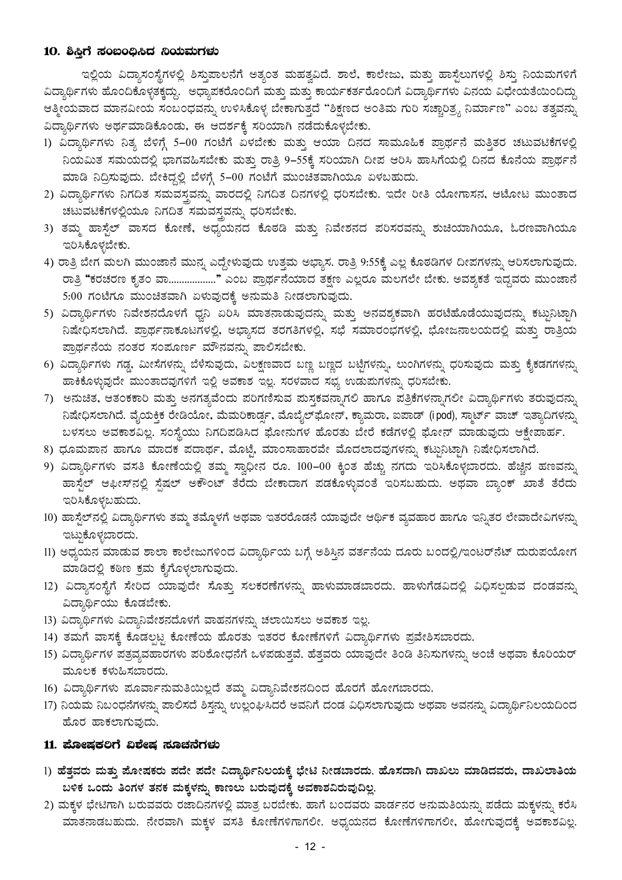### 10. ಶಿಸ್ತಿಗೆ ಸಂಬಂಧಿಸಿದ ನಿಯಮಗಳು

ಇಲ್ಲಿಯ ವಿದ್ಯಾಸಂಸ್ಥೆಗಳಲ್ಲಿ ಶಿಸ್ತುಪಾಲನೆಗೆ ಅತ್ಯಂತ ಮಹತ್ವವಿದೆ. ಶಾಲೆ, ಕಾಲೇಜು, ಮತ್ತು ಹಾಸ್ಟೆಲುಗಳಲ್ಲಿ ಶಿಸ್ತು ನಿಯಮಗಳಿಗೆ ವಿದ್ಯಾರ್ಥಿಗಳು ಹೊಂದಿಕೊಳ್ಳತಕ್ಕದ್ದು. ಅಧ್ಯಾಪಕರೊಂದಿಗೆ ಮತ್ತು ಮತ್ತು ಕಾರ್ಯಕರ್ತರೊಂದಿಗೆ ವಿದ್ಯಾರ್ಥಿಗಳು ವಿನಯ ವಿಧೇಯತೆಯಿಂದಿದ್ದು ಆತ್ಮೀಯವಾದ ಮಾನವೀಯ ಸಂಬಂಧವನ್ನು ಉಳಿಸಿಕೊಳ್ಳ ಬೇಕಾಗುತ್ತದೆ "ಶಿಕ್ಷಣದ ಅಂತಿಮ ಗುರಿ ಸಚ್ಚಾರಿತ್ರ್ಯ ನಿರ್ಮಾಣ" ಎಂಬ ತತ್ವವನ್ನು ವಿದ್ಯಾರ್ಥಿಗಳು ಅರ್ಥಮಾಡಿಕೊಂಡು, ಈ ಆದರ್ಶಕ್ಕೆ ಸರಿಯಾಗಿ ನಡೆದುಕೊಳ್ಳಬೇಕು.

1) ವಿದ್ಯಾರ್ಥಿಗಳು ನಿತ್ಯ ಬೆಳಿಗ್ಗೆ 5–00 ಗಂಟೆಗೆ ಏಳಬೇಕು ಮತ್ತು ಆಯಾ ದಿನದ ಸಾಮೂಹಿಕ ಪ್ರಾರ್ಥನೆ ಮತ್ತಿತರ ಚಟುವಟಿಕೆಗಳಲ್ಲಿ ನಿಯಮಿತ ಸಮಯದಲ್ಲಿ ಭಾಗವಹಿಸಬೇಕು ಮತ್ತು ರಾತ್ರಿ 9–55ಕ್ಕೆ ಸರಿಯಾಗಿ ದೀಪ ಆರಿಸಿ ಹಾಸಿಗೆಯಲ್ಲಿ ದಿನದ ಕೊನೆಯ ಪ್ರಾರ್ಥನೆ ಮಾಡಿ ನಿದ್ರಿಸುವುದು. ಬೇಕಿದ್ದಲ್ಲಿ ಬೆಳಗ್ಗೆ 5–00 ಗಂಟೆಗೆ ಮುಂಚಿತವಾಗಿಯೂ ಏಳಬಹುದು.
2) ವಿದ್ಯಾರ್ಥಿಗಳು ನಿಗದಿತ ಸಮವಸ್ತ್ರವನ್ನು ವಾರದಲ್ಲಿ ನಿಗದಿತ ದಿನಗಳಲ್ಲಿ ಧರಿಸಬೇಕು. ಇದೇ ರೀತಿ ಯೋಗಾಸನ, ಆಟೋಟ ಮುಂತಾದ ಚಟುವಟಿಕೆಗಳಲ್ಲಿಯೂ ನಿಗದಿತ ಸಮವಸ್ತ್ರವನ್ನು ಧರಿಸಬೇಕು.
3) ತಮ್ಮ ಹಾಸ್ಟೆಲ್ ವಾಸದ ಕೋಣೆ, ಅಧ್ಯಯನದ ಕೊಠಡಿ ಮತ್ತು ನಿವೇಶನದ ಪರಿಸರವನ್ನು ಶುಚಿಯಾಗಿಯೂ, ಓರಣವಾಗಿಯೂ ಇರಿಸಿಕೊಳ್ಳಬೇಕು.
4) ರಾತ್ರಿ ಬೇಗ ಮಲಗಿ ಮುಂಜಾನೆ ಮುನ್ನ ಎದ್ದೇಳುವುದು ಉತ್ತಮ ಅಭ್ಯಾಸ. ರಾತ್ರಿ 9:55ಕ್ಕೆ ಎಲ್ಲ ಕೊಠಡಿಗಳ ದೀಪಗಳನ್ನು ಆರಿಸಲಾಗುವುದು. ರಾತ್ರಿ "ಕರಚರಣ ಕೃತಂ ವಾ.................." ಎಂಬ ಪ್ರಾರ್ಥನೆಯಾದ ತಕ್ಷಣ ಎಲ್ಲರೂ ಮಲಗಲೇ ಬೇಕು. ಅವಶ್ಯಕತೆ ಇದ್ದವರು ಮುಂಜಾನೆ 5:00 ಗಂಟೆಗೂ ಮುಂಚಿತವಾಗಿ ಏಳುವುದಕ್ಕೆ ಅನುಮತಿ ನೀಡಲಾಗುವುದು.
5) ವಿದ್ಯಾರ್ಥಿಗಳು ನಿವೇಶನದೊಳಗೆ ಧ್ವನಿ ಏರಿಸಿ ಮಾತನಾಡುವುದನ್ನು ಮತ್ತು ಅನವಶ್ಯಕವಾಗಿ ಹರಟೆಹೊಡೆಯುವುದನ್ನು ಕಟ್ಟುನಿಟ್ಟಾಗಿ ನಿಷೇಧಿಸಲಾಗಿದೆ. ಪ್ರಾರ್ಥನಾಕೂಟಗಳಲ್ಲಿ, ಅಭ್ಯಾಸದ ತರಗತಿಗಳಲ್ಲಿ, ಸಭೆ ಸಮಾರಂಭಗಳಲ್ಲಿ, ಭೋಜನಾಲಯದಲ್ಲಿ ಮತ್ತು ರಾತ್ರಿಯ ಪ್ರಾರ್ಥನೆಯ ನಂತರ ಸಂಪೂರ್ಣ ಮೌನವನ್ನು ಪಾಲಿಸಬೇಕು.
6) ವಿದ್ಯಾರ್ಥಿಗಳು ಗಡ್ಡ, ಮೀಸೆಗಳನ್ನು ಬೆಳೆಸುವುದು, ವಿಲಕ್ಷಣವಾದ ಬಣ್ಣ ಬಣ್ಣದ ಬಟ್ಟೆಗಳನ್ನು, ಲುಂಗಿಗಳನ್ನು ಧರಿಸುವುದು ಮತ್ತು ಕೈಕಡಗಗಳನ್ನು ಹಾಕಿಕೊಳ್ಳುವುದೇ ಮುಂತಾದವುಗಳಿಗೆ ಇಲ್ಲಿ ಅವಕಾಶ ಇಲ್ಲ. ಸರಳವಾದ ಸಭ್ಯ ಉಡುಪುಗಳನ್ನು ಧರಿಸಬೇಕು.
7) ಅನುಚಿತ, ಆತಂಕಕಾರಿ ಮತ್ತು ಅನಗತ್ಯವೆಂದು ಪರಿಗಣಿಸುವ ಪುಸ್ತಕವನ್ನಾಗಲಿ ಹಾಗೂ ಪತ್ರಿಕೆಗಳನ್ನಾಗಲೀ ವಿದ್ಯಾರ್ಥಿಗಳು ತರುವುದನ್ನು ನಿಷೇಧಿಸಲಾಗಿದೆ. ವೈಯಕ್ತಿಕ ರೇಡಿಯೋ, ಮೆಮರಿಕಾರ್ಡ್ಸ್, ಮೊಬೈಲ್‌ಫೋನ್, ಕ್ಯಾಮರಾ, ಐಪಾಡ್ (i pod), ಸ್ಮಾರ್ಟ್ ವಾಚ್ ಇತ್ಯಾದಿಗಳನ್ನು ಬಳಸಲು ಅವಕಾಶವಿಲ್ಲ. ಸಂಸ್ಥೆಯು ನಿಗದಿಪಡಿಸಿದ ಫೋನುಗಳ ಹೊರತು ಬೇರೆ ಕಡೆಗಳಲ್ಲಿ ಫೋನ್ ಮಾಡುವುದು ಆಕ್ಷೇಪಾರ್ಹ.
8) ಧೂಮಪಾನ ಹಾಗೂ ಮಾದಕ ಪದಾರ್ಥ, ಮೊಟ್ಟೆ, ಮಾಂಸಾಹಾರವೇ ಮೊದಲಾದವುಗಳನ್ನು ಕಟ್ಟುನಿಟ್ಟಾಗಿ ನಿಷೇಧಿಸಲಾಗಿದೆ.
9) ವಿದ್ಯಾರ್ಥಿಗಳು ವಸತಿ ಕೋಣೆಯಲ್ಲಿ ತಮ್ಮ ಸ್ವಾಧೀನ ರೂ. 100–00 ಕ್ಕಿಂತ ಹೆಚ್ಚು ನಗದು ಇರಿಸಿಕೊಳ್ಳಬಾರದು. ಹೆಚ್ಚಿನ ಹಣವನ್ನು ಹಾಸ್ಟೆಲ್ ಆಫೀಸ್‌ನಲ್ಲಿ ಸ್ಪೆಷಲ್ ಅಕೌಂಟ್ ತೆರೆದು ಬೇಕಾದಾಗ ಪಡಕೊಳ್ಳುವಂತೆ ಇರಿಸಬಹುದು. ಅಥವಾ ಬ್ಯಾಂಕ್ ಖಾತೆ ತೆರೆದು ಇರಿಸಿಕೊಳ್ಳಬಹುದು.
10) ಹಾಸ್ಟೆಲ್‌ನಲ್ಲಿ ವಿದ್ಯಾರ್ಥಿಗಳು ತಮ್ಮ ತಮ್ಮೊಳಗೆ ಅಥವಾ ಇತರರೊಡನೆ ಯಾವುದೇ ಆರ್ಥಿಕ ವ್ಯವಹಾರ ಹಾಗೂ ಇನ್ನಿತರ ಲೇವಾದೇವಿಗಳನ್ನು ಇಟ್ಟುಕೊಳ್ಳಬಾರದು.
11) ಅಧ್ಯಯನ ಮಾಡುವ ಶಾಲಾ ಕಾಲೇಜುಗಳಿಂದ ವಿದ್ಯಾರ್ಥಿಯ ಬಗ್ಗೆ ಅಶಿಸ್ತಿನ ವರ್ತನೆಯ ದೂರು ಬಂದಲ್ಲಿ/ಇಂಟರ್‌ನೆಟ್ ದುರುಪಯೋಗ ಮಾಡಿದಲ್ಲಿ ಕಠಿಣ ಕ್ರಮ ಕೈಗೊಳ್ಳಲಾಗುವುದು.
12) ವಿದ್ಯಾಸಂಸ್ಥೆಗೆ ಸೇರಿದ ಯಾವುದೇ ಸೊತ್ತು ಸಲಕರಣೆಗಳನ್ನು ಹಾಳುಮಾಡಬಾರದು. ಹಾಳುಗೆಡವಿದಲ್ಲಿ ವಿಧಿಸಲ್ಪಡುವ ದಂಡವನ್ನು ವಿದ್ಯಾರ್ಥಿಯು ಕೊಡಬೇಕು.
13) ವಿದ್ಯಾರ್ಥಿಗಳು ವಿದ್ಯಾನಿವೇಶನದೊಳಗೆ ವಾಹನಗಳನ್ನು ಚಲಾಯಿಸಲು ಅವಕಾಶ ಇಲ್ಲ.
14) ತಮಗೆ ವಾಸಕ್ಕೆ ಕೊಡಲ್ಪಟ್ಟ ಕೋಣೆಯ ಹೊರತು ಇತರರ ಕೋಣೆಗಳಿಗೆ ವಿದ್ಯಾರ್ಥಿಗಳು ಪ್ರವೇಶಿಸಬಾರದು.
15) ವಿದ್ಯಾರ್ಥಿಗಳ ಪತ್ರವ್ಯವಹಾರಗಳು ಪರಿಶೋಧನೆಗೆ ಒಳಪಡುತ್ತವೆ. ಹೆತ್ತವರು ಯಾವುದೇ ತಿಂಡಿ ತಿನಿಸುಗಳನ್ನು ಅಂಚೆ ಅಥವಾ ಕೊರಿಯರ್ ಮೂಲಕ ಕಳುಹಿಸಬಾರದು.
16) ವಿದ್ಯಾರ್ಥಿಗಳು ಪೂರ್ವಾನುಮತಿಯಿಲ್ಲದೆ ತಮ್ಮ ವಿದ್ಯಾನಿವೇಶನದಿಂದ ಹೊರಗೆ ಹೋಗಬಾರದು.
17) ನಿಯಮ ನಿಬಂಧನೆಗಳನ್ನು ಪಾಲಿಸದೆ ಶಿಸ್ತನ್ನು ಉಲ್ಲಂಘಿಸಿದರೆ ಅವನಿಗೆ ದಂಡ ವಿಧಿಸಲಾಗುವುದು ಅಥವಾ ಅವನನ್ನು ವಿದ್ಯಾರ್ಥಿನಿಲಯದಿಂದ ಹೊರ ಹಾಕಲಾಗುವುದು.

### 11. ಪೋಷಕರಿಗೆ ವಿಶೇಷ ಸೂಚನೆಗಳು

1) **ಹೆತ್ತವರು ಮತ್ತು ಪೋಷಕರು ಪದೇ ಪದೇ ವಿದ್ಯಾರ್ಥಿನಿಲಯಕ್ಕೆ ಭೇಟಿ ನೀಡಬಾರದು. ಹೊಸದಾಗಿ ದಾಖಲು ಮಾಡಿದವರು, ದಾಖಲಾತಿಯ ಬಳಿಕ ಒಂದು ತಿಂಗಳ ತನಕ ಮಕ್ಕಳನ್ನು ಕಾಣಲು ಬರುವುದಕ್ಕೆ ಅವಕಾಶವಿರುವುದಿಲ್ಲ.**
2) ಮಕ್ಕಳ ಭೇಟಿಗಾಗಿ ಬರುವವರು ರಜಾದಿನಗಳಲ್ಲಿ ಮಾತ್ರ ಬರಬೇಕು. ಹಾಗೆ ಬಂದವರು ವಾರ್ಡನರ ಅನುಮತಿಯನ್ನು ಪಡೆದು ಮಕ್ಕಳನ್ನು ಕರೆಸಿ ಮಾತನಾಡಬಹುದು. ನೇರವಾಗಿ ಮಕ್ಕಳ ವಸತಿ ಕೋಣೆಗಳಿಗಾಗಲೀ, ಅಧ್ಯಯನದ ಕೋಣೆಗಳಿಗಾಗಲೀ, ಹೋಗುವುದಕ್ಕೆ ಅವಕಾಶವಿಲ್ಲ.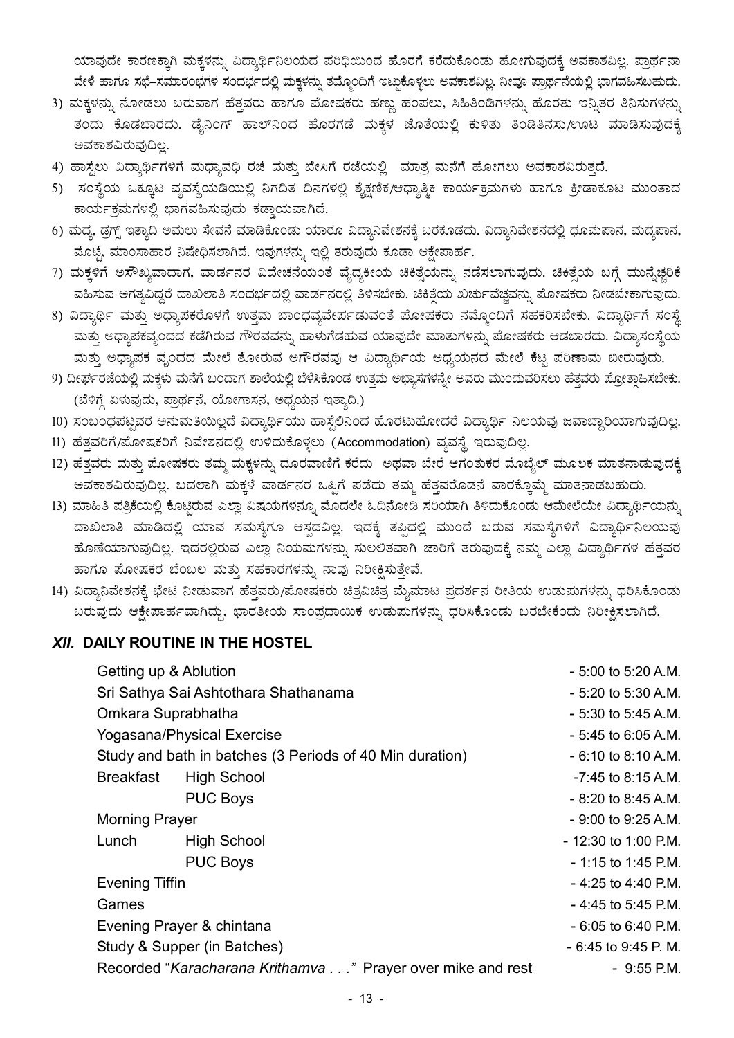ಯಾವುದೇ ಕಾರಣಕ್ಕಾಗಿ ಮಕ್ಕಳನ್ನು ವಿದ್ಯಾರ್ಥಿನಿಲಯದ ಪರಿಧಿಯಿಂದ ಹೊರಗೆ ಕರೆದುಕೊಂಡು ಹೋಗುವುದಕ್ಕೆ ಅವಕಾಶವಿಲ್ಲ. ಪ್ರಾರ್ಥನಾ ವೇಳೆ ಹಾಗೂ ಸಭೆ–ಸಮಾರಂಭಗಳ ಸಂದರ್ಭದಲ್ಲಿ ಮಕ್ಕಳನ್ನು ತಮ್ಮೊಂದಿಗೆ ಇಟ್ಟುಕೊಳ್ಳಲು ಅವಕಾಶವಿಲ್ಲ. ನೀವೂ ಪ್ರಾರ್ಥನೆಯಲ್ಲಿ ಭಾಗವಹಿಸಬಹುದು.

3) ಮಕ್ಕಳನ್ನು ನೋಡಲು ಬರುವಾಗ ಹೆತ್ತವರು ಹಾಗೂ ಪೋಷಕರು ಹಣ್ಣು ಹಂಪಲು, ಸಿಹಿತಿಂಡಿಗಳನ್ನು ಹೊರತು ಇನ್ನಿತರ ತಿನಿಸುಗಳನ್ನು ತಂದು ಕೊಡಬಾರದು. ಡೈನಿಂಗ್ ಹಾಲ್‌ನಿಂದ ಹೊರಗಡೆ ಮಕ್ಕಳ ಜೊತೆಯಲ್ಲಿ ಕುಳಿತು ತಿಂಡಿತಿನಸು/ಊಟ ಮಾಡಿಸುವುದಕ್ಕೆ ಅವಕಾಶವಿರುವುದಿಲ್ಲ.
4) ಹಾಸ್ಟೆಲು ವಿದ್ಯಾರ್ಥಿಗಳಿಗೆ ಮಧ್ಯಾವಧಿ ರಜೆ ಮತ್ತು ಬೇಸಿಗೆ ರಜೆಯಲ್ಲಿ ಮಾತ್ರ ಮನೆಗೆ ಹೋಗಲು ಅವಕಾಶವಿರುತ್ತದೆ.
5) ಸಂಸ್ಥೆಯ ಒಕ್ಕೂಟ ವ್ಯವಸ್ಥೆಯಡಿಯಲ್ಲಿ ನಿಗದಿತ ದಿನಗಳಲ್ಲಿ ಶೈಕ್ಷಣಿಕ/ಆಧ್ಯಾತ್ಮಿಕ ಕಾರ್ಯಕ್ರಮಗಳು ಹಾಗೂ ಕ್ರೀಡಾಕೂಟ ಮುಂತಾದ ಕಾರ್ಯಕ್ರಮಗಳಲ್ಲಿ ಭಾಗವಹಿಸುವುದು ಕಡ್ಡಾಯವಾಗಿದೆ.
6) ಮದ್ಯ, ಡ್ರಗ್ಸ್ ಇತ್ಯಾದಿ ಅಮಲು ಸೇವನೆ ಮಾಡಿಕೊಂಡು ಯಾರೂ ವಿದ್ಯಾನಿವೇಶನಕ್ಕೆ ಬರಕೂಡದು. ವಿದ್ಯಾನಿವೇಶನದಲ್ಲಿ ಧೂಮಪಾನ, ಮದ್ಯಪಾನ, ಮೊಟ್ಟೆ, ಮಾಂಸಾಹಾರ ನಿಷೇಧಿಸಲಾಗಿದೆ. ಇವುಗಳನ್ನು ಇಲ್ಲಿ ತರುವುದು ಕೂಡಾ ಆಕ್ಷೇಪಾರ್ಹ.
7) ಮಕ್ಕಳಿಗೆ ಅಸೌಖ್ಯವಾದಾಗ, ವಾರ್ಡನರ ವಿವೇಚನೆಯಂತೆ ವೈದ್ಯಕೀಯ ಚಿಕಿತ್ಸೆಯನ್ನು ನಡೆಸಲಾಗುವುದು. ಚಿಕಿತ್ಸೆಯ ಬಗ್ಗೆ ಮುನ್ನೆಚ್ಚರಿಕೆ ವಹಿಸುವ ಅಗತ್ಯವಿದ್ದರೆ ದಾಖಲಾತಿ ಸಂದರ್ಭದಲ್ಲಿ ವಾರ್ಡನರಲ್ಲಿ ತಿಳಿಸಬೇಕು. ಚಿಕಿತ್ಸೆಯ ಖರ್ಚುವೆಚ್ಚವನ್ನು ಪೋಷಕರು ನೀಡಬೇಕಾಗುವುದು.
8) ವಿದ್ಯಾರ್ಥಿ ಮತ್ತು ಅಧ್ಯಾಪಕರೊಳಗೆ ಉತ್ತಮ ಬಾಂಧವ್ಯವೇರ್ಪಡುವಂತೆ ಪೋಷಕರು ನಮ್ಮೊಂದಿಗೆ ಸಹಕರಿಸಬೇಕು. ವಿದ್ಯಾರ್ಥಿಗೆ ಸಂಸ್ಥೆ ಮತ್ತು ಅಧ್ಯಾಪಕವೃಂದದ ಕಡೆಗಿರುವ ಗೌರವವನ್ನು ಹಾಳುಗೆಡಹುವ ಯಾವುದೇ ಮಾತುಗಳನ್ನು ಪೋಷಕರು ಆಡಬಾರದು. ವಿದ್ಯಾಸಂಸ್ಥೆಯ ಮತ್ತು ಅಧ್ಯಾಪಕ ವೃಂದದ ಮೇಲೆ ತೋರುವ ಅಗೌರವವು ಆ ವಿದ್ಯಾರ್ಥಿಯ ಅಧ್ಯಯನದ ಮೇಲೆ ಕೆಟ್ಟ ಪರಿಣಾಮ ಬೀರುವುದು.
9) ದೀರ್ಘರಜೆಯಲ್ಲಿ ಮಕ್ಕಳು ಮನೆಗೆ ಬಂದಾಗ ಶಾಲೆಯಲ್ಲಿ ಬೆಳೆಸಿಕೊಂಡ ಉತ್ತಮ ಅಭ್ಯಾಸಗಳನ್ನೇ ಅವರು ಮುಂದುವರಿಸಲು ಹೆತ್ತವರು ಪ್ರೋತ್ಸಾಹಿಸಬೇಕು. (ಬೆಳಿಗ್ಗೆ ಏಳುವುದು, ಪ್ರಾರ್ಥನೆ, ಯೋಗಾಸನ, ಅಧ್ಯಯನ ಇತ್ಯಾದಿ.)
10) ಸಂಬಂಧಪಟ್ಟವರ ಅನುಮತಿಯಿಲ್ಲದೆ ವಿದ್ಯಾರ್ಥಿಯು ಹಾಸ್ಟೆಲಿನಿಂದ ಹೊರಟುಹೋದರೆ ವಿದ್ಯಾರ್ಥಿ ನಿಲಯವು ಜವಾಬ್ದಾರಿಯಾಗುವುದಿಲ್ಲ.
11) ಹೆತ್ತವರಿಗೆ/ಪೋಷಕರಿಗೆ ನಿವೇಶನದಲ್ಲಿ ಉಳಿದುಕೊಳ್ಳಲು (Accommodation) ವ್ಯವಸ್ಥೆ ಇರುವುದಿಲ್ಲ.
12) ಹೆತ್ತವರು ಮತ್ತು ಪೋಷಕರು ತಮ್ಮ ಮಕ್ಕಳನ್ನು ದೂರವಾಣಿಗೆ ಕರೆದು ಅಥವಾ ಬೇರೆ ಆಗಂತುಕರ ಮೊಬೈಲ್ ಮೂಲಕ ಮಾತನಾಡುವುದಕ್ಕೆ ಅವಕಾಶವಿರುವುದಿಲ್ಲ. ಬದಲಾಗಿ ಮಕ್ಕಳೆ ವಾರ್ಡನರ ಒಪ್ಪಿಗೆ ಪಡೆದು ತಮ್ಮ ಹೆತ್ತವರೊಡನೆ ವಾರಕ್ಕೊಮ್ಮೆ ಮಾತನಾಡಬಹುದು.
13) ಮಾಹಿತಿ ಪತ್ರಿಕೆಯಲ್ಲಿ ಕೊಟ್ಟಿರುವ ಎಲ್ಲಾ ವಿಷಯಗಳನ್ನೂ ಮೊದಲೇ ಓದಿನೋಡಿ ಸರಿಯಾಗಿ ತಿಳಿದುಕೊಂಡು ಆಮೇಲೆಯೇ ವಿದ್ಯಾರ್ಥಿಯನ್ನು ದಾಖಲಾತಿ ಮಾಡಿದಲ್ಲಿ ಯಾವ ಸಮಸ್ಯೆಗೂ ಆಸ್ಪದವಿಲ್ಲ. ಇದಕ್ಕೆ ತಪ್ಪಿದಲ್ಲಿ ಮುಂದೆ ಬರುವ ಸಮಸ್ಯೆಗಳಿಗೆ ವಿದ್ಯಾರ್ಥಿನಿಲಯವು ಹೊಣೆಯಾಗುವುದಿಲ್ಲ. ಇದರಲ್ಲಿರುವ ಎಲ್ಲಾ ನಿಯಮಗಳನ್ನು ಸುಲಲಿತವಾಗಿ ಜಾರಿಗೆ ತರುವುದಕ್ಕೆ ನಮ್ಮ ಎಲ್ಲಾ ವಿದ್ಯಾರ್ಥಿಗಳ ಹೆತ್ತವರ ಹಾಗೂ ಪೋಷಕರ ಬೆಂಬಲ ಮತ್ತು ಸಹಕಾರಗಳನ್ನು ನಾವು ನಿರೀಕ್ಷಿಸುತ್ತೇವೆ.
14) ವಿದ್ಯಾನಿವೇಶನಕ್ಕೆ ಭೇಟಿ ನೀಡುವಾಗ ಹೆತ್ತವರು/ಪೋಷಕರು ಚಿತ್ರವಿಚಿತ್ರ ಮೈಮಾಟ ಪ್ರದರ್ಶನ ರೀತಿಯ ಉಡುಪುಗಳನ್ನು ಧರಿಸಿಕೊಂಡು ಬರುವುದು ಆಕ್ಷೇಪಾರ್ಹವಾಗಿದ್ದು, ಭಾರತೀಯ ಸಾಂಪ್ರದಾಯಿಕ ಉಡುಪುಗಳನ್ನು ಧರಿಸಿಕೊಂಡು ಬರಬೇಕೆಂದು ನಿರೀಕ್ಷಿಸಲಾಗಿದೆ.

## *XII.* DAILY ROUTINE IN THE HOSTEL

| Activity | | Time |
|---|---|---|
| Getting up & Ablution | | - 5:00 to 5:20 A.M. |
| Sri Sathya Sai Ashtothara Shathanama | | - 5:20 to 5:30 A.M. |
| Omkara Suprabhatha | | - 5:30 to 5:45 A.M. |
| Yogasana/Physical Exercise | | - 5:45 to 6:05 A.M. |
| Study and bath in batches (3 Periods of 40 Min duration) | | - 6:10 to 8:10 A.M. |
| Breakfast | High School | -7:45 to 8:15 A.M. |
| | PUC Boys | - 8:20 to 8:45 A.M. |
| Morning Prayer | | - 9:00 to 9:25 A.M. |
| Lunch | High School | - 12:30 to 1:00 P.M. |
| | PUC Boys | - 1:15 to 1:45 P.M. |
| Evening Tiffin | | - 4:25 to 4:40 P.M. |
| Games | | - 4:45 to 5:45 P.M. |
| Evening Prayer & chintana | | - 6:05 to 6:40 P.M. |
| Study & Supper (in Batches) | | - 6:45 to 9:45 P. M. |
| Recorded "*Karacharana Krithamva . . .*" Prayer over mike and rest | | - 9:55 P.M. |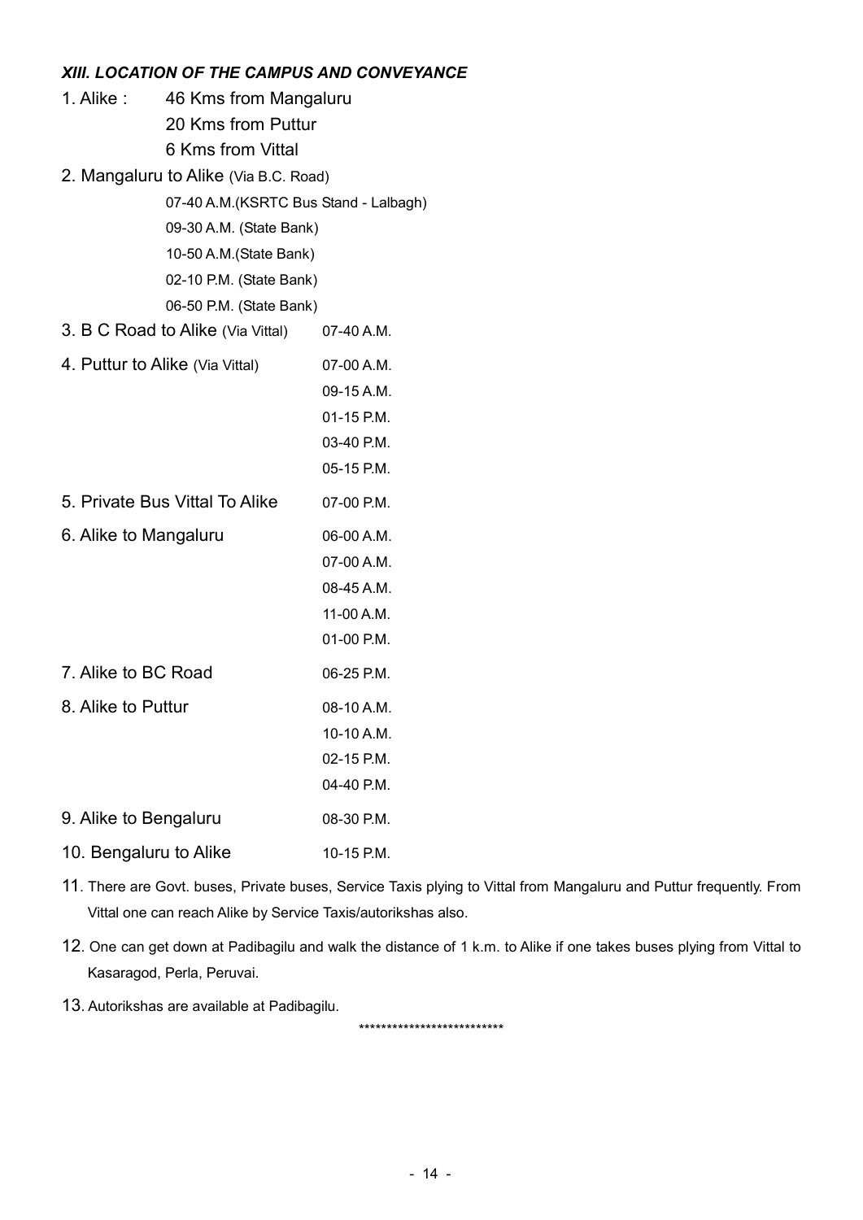### *XIII. LOCATION OF THE CAMPUS AND CONVEYANCE*

1. Alike : 46 Kms from Mangaluru
   20 Kms from Puttur
   6 Kms from Vittal

2. Mangaluru to Alike (Via B.C. Road)
   07-40 A.M.(KSRTC Bus Stand - Lalbagh)
   09-30 A.M. (State Bank)
   10-50 A.M.(State Bank)
   02-10 P.M. (State Bank)
   06-50 P.M. (State Bank)

3. B C Road to Alike (Via Vittal) 07-40 A.M.

4. Puttur to Alike (Via Vittal) 07-00 A.M.
   09-15 A.M.
   01-15 P.M.
   03-40 P.M.
   05-15 P.M.

5. Private Bus Vittal To Alike 07-00 P.M.

6. Alike to Mangaluru 06-00 A.M.
   07-00 A.M.
   08-45 A.M.
   11-00 A.M.
   01-00 P.M.

7. Alike to BC Road 06-25 P.M.

8. Alike to Puttur 08-10 A.M.
   10-10 A.M.
   02-15 P.M.
   04-40 P.M.

9. Alike to Bengaluru 08-30 P.M.

10. Bengaluru to Alike 10-15 P.M.

11. There are Govt. buses, Private buses, Service Taxis plying to Vittal from Mangaluru and Puttur frequently. From Vittal one can reach Alike by Service Taxis/autorikshas also.

12. One can get down at Padibagilu and walk the distance of 1 k.m. to Alike if one takes buses plying from Vittal to Kasaragod, Perla, Peruvai.

13. Autorikshas are available at Padibagilu.

**************************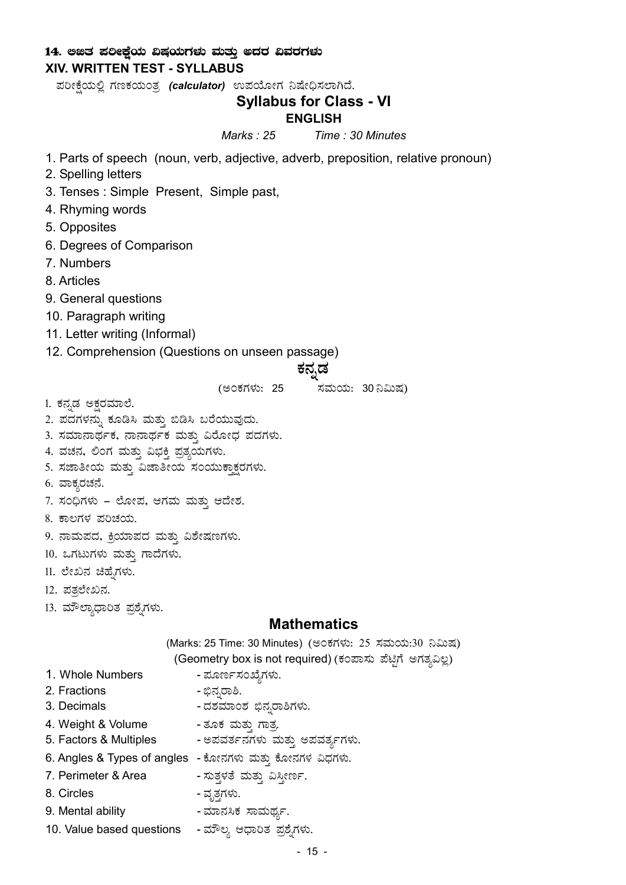## 14. ಲಿಖಿತ ಪರೀಕ್ಷೆಯ ವಿಷಯಗಳು ಮತ್ತು ಅದರ ವಿವರಗಳು

## XIV. WRITTEN TEST - SYLLABUS

ಪರೀಕ್ಷೆಯಲ್ಲಿ ಗಣಕಯಂತ್ರ ***(calculator)*** ಉಪಯೋಗ ನಿಷೇಧಿಸಲಾಗಿದೆ.

# Syllabus for Class - VI

## ENGLISH

*Marks : 25　　Time : 30 Minutes*

1. Parts of speech (noun, verb, adjective, adverb, preposition, relative pronoun)
2. Spelling letters
3. Tenses : Simple Present, Simple past,
4. Rhyming words
5. Opposites
6. Degrees of Comparison
7. Numbers
8. Articles
9. General questions
10. Paragraph writing
11. Letter writing (Informal)
12. Comprehension (Questions on unseen passage)

## ಕನ್ನಡ

(ಅಂಕಗಳು: 25　　ಸಮಯ: 30 ನಿಮಿಷ)

1. ಕನ್ನಡ ಅಕ್ಷರಮಾಲೆ.
2. ಪದಗಳನ್ನು ಕೂಡಿಸಿ ಮತ್ತು ಬಿಡಿಸಿ ಬರೆಯುವುದು.
3. ಸಮಾನಾರ್ಥಕ, ನಾನಾರ್ಥಕ ಮತ್ತು ವಿರೋಧ ಪದಗಳು.
4. ವಚನ, ಲಿಂಗ ಮತ್ತು ವಿಭಕ್ತಿ ಪ್ರತ್ಯಯಗಳು.
5. ಸಜಾತೀಯ ಮತ್ತು ವಿಜಾತೀಯ ಸಂಯುಕ್ತಾಕ್ಷರಗಳು.
6. ವಾಕ್ಯರಚನೆ.
7. ಸಂಧಿಗಳು – ಲೋಪ, ಆಗಮ ಮತ್ತು ಆದೇಶ.
8. ಕಾಲಗಳ ಪರಿಚಯ.
9. ನಾಮಪದ, ಕ್ರಿಯಾಪದ ಮತ್ತು ವಿಶೇಷಣಗಳು.
10. ಒಗಟುಗಳು ಮತ್ತು ಗಾದೆಗಳು.
11. ಲೇಖನ ಚಿಹ್ನೆಗಳು.
12. ಪತ್ರಲೇಖನ.
13. ಮೌಲ್ಯಾಧಾರಿತ ಪ್ರಶ್ನೆಗಳು.

## Mathematics

(Marks: 25 Time: 30 Minutes) (ಅಂಕಗಳು: 25 ಸಮಯ:30 ನಿಮಿಷ)

(Geometry box is not required) (ಕಂಪಾಸು ಪೆಟ್ಟಿಗೆ ಅಗತ್ಯವಿಲ್ಲ)

1. Whole Numbers - ಪೂರ್ಣಸಂಖ್ಯೆಗಳು.
2. Fractions - ಭಿನ್ನರಾಶಿ.
3. Decimals - ದಶಮಾಂಶ ಭಿನ್ನರಾಶಿಗಳು.
4. Weight & Volume - ತೂಕ ಮತ್ತು ಗಾತ್ರ.
5. Factors & Multiples - ಅಪವರ್ತನಗಳು ಮತ್ತು ಅಪವರ್ತ್ಯಗಳು.
6. Angles & Types of angles - ಕೋನಗಳು ಮತ್ತು ಕೋನಗಳ ವಿಧಗಳು.
7. Perimeter & Area - ಸುತ್ತಳತೆ ಮತ್ತು ವಿಸ್ತೀರ್ಣ.
8. Circles - ವೃತ್ತಗಳು.
9. Mental ability - ಮಾನಸಿಕ ಸಾಮರ್ಥ್ಯ.
10. Value based questions - ಮೌಲ್ಯ ಆಧಾರಿತ ಪ್ರಶ್ನೆಗಳು.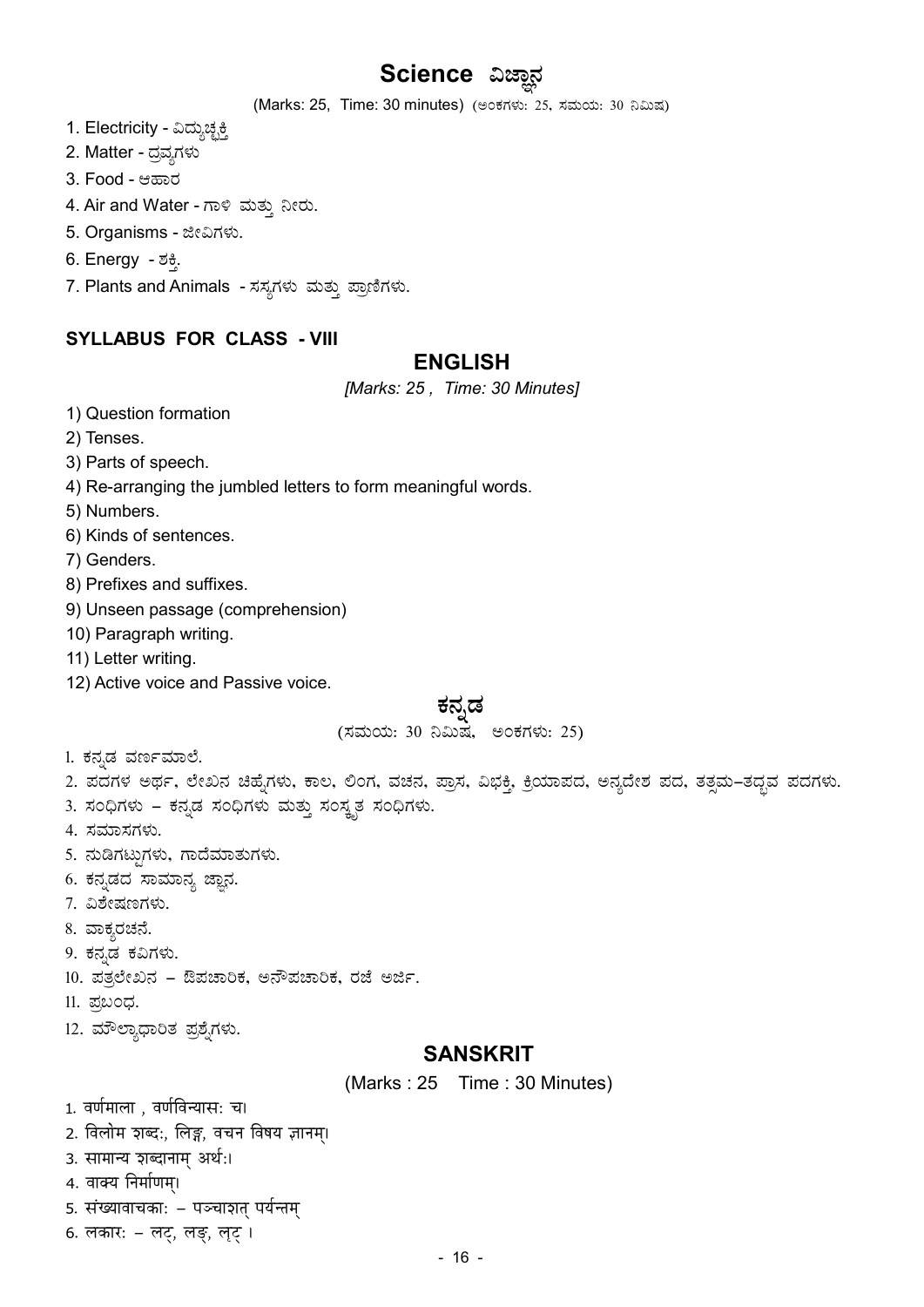# Science ವಿಜ್ಞಾನ

(Marks: 25, Time: 30 minutes) (ಅಂಕಗಳು: 25, ಸಮಯ: 30 ನಿಮಿಷ)

1. Electricity - ವಿದ್ಯುಚ್ಛಕ್ತಿ
2. Matter - ದ್ರವ್ಯಗಳು
3. Food - ಆಹಾರ
4. Air and Water - ಗಾಳಿ ಮತ್ತು ನೀರು.
5. Organisms - ಜೀವಿಗಳು.
6. Energy - ಶಕ್ತಿ.
7. Plants and Animals - ಸಸ್ಯಗಳು ಮತ್ತು ಪ್ರಾಣಿಗಳು.

### SYLLABUS FOR CLASS - VIII

## ENGLISH

*[Marks: 25 , Time: 30 Minutes]*

1) Question formation
2) Tenses.
3) Parts of speech.
4) Re-arranging the jumbled letters to form meaningful words.
5) Numbers.
6) Kinds of sentences.
7) Genders.
8) Prefixes and suffixes.
9) Unseen passage (comprehension)
10) Paragraph writing.
11) Letter writing.
12) Active voice and Passive voice.

## ಕನ್ನಡ

(ಸಮಯ: 30 ನಿಮಿಷ, ಅಂಕಗಳು: 25)

1. ಕನ್ನಡ ವರ್ಣಮಾಲೆ.
2. ಪದಗಳ ಅರ್ಥ, ಲೇಖನ ಚಿಹ್ನೆಗಳು, ಕಾಲ, ಲಿಂಗ, ವಚನ, ಪ್ರಾಸ, ವಿಭಕ್ತಿ, ಕ್ರಿಯಾಪದ, ಅನ್ಯದೇಶ ಪದ, ತತ್ಸಮ–ತದ್ಭವ ಪದಗಳು.
3. ಸಂಧಿಗಳು – ಕನ್ನಡ ಸಂಧಿಗಳು ಮತ್ತು ಸಂಸ್ಕೃತ ಸಂಧಿಗಳು.
4. ಸಮಾಸಗಳು.
5. ನುಡಿಗಟ್ಟುಗಳು, ಗಾದೆಮಾತುಗಳು.
6. ಕನ್ನಡದ ಸಾಮಾನ್ಯ ಜ್ಞಾನ.
7. ವಿಶೇಷಣಗಳು.
8. ವಾಕ್ಯರಚನೆ.
9. ಕನ್ನಡ ಕವಿಗಳು.
10. ಪತ್ರಲೇಖನ – ಔಪಚಾರಿಕ, ಅನೌಪಚಾರಿಕ, ರಜೆ ಅರ್ಜಿ.
11. ಪ್ರಬಂಧ.
12. ಮೌಲ್ಯಾಧಾರಿತ ಪ್ರಶ್ನೆಗಳು.

## SANSKRIT

(Marks : 25 Time : 30 Minutes)

1. वर्णमाला , वर्णविन्यासः च।
2. विलोम शब्दः, लिङ्ग, वचन विषय ज्ञानम्।
3. सामान्य शब्दानाम् अर्थः।
4. वाक्य निर्माणम्।
5. संख्यावाचकाः – पञ्चाशत् पर्यन्तम्
6. लकारः – लट्, लङ्, लृट् ।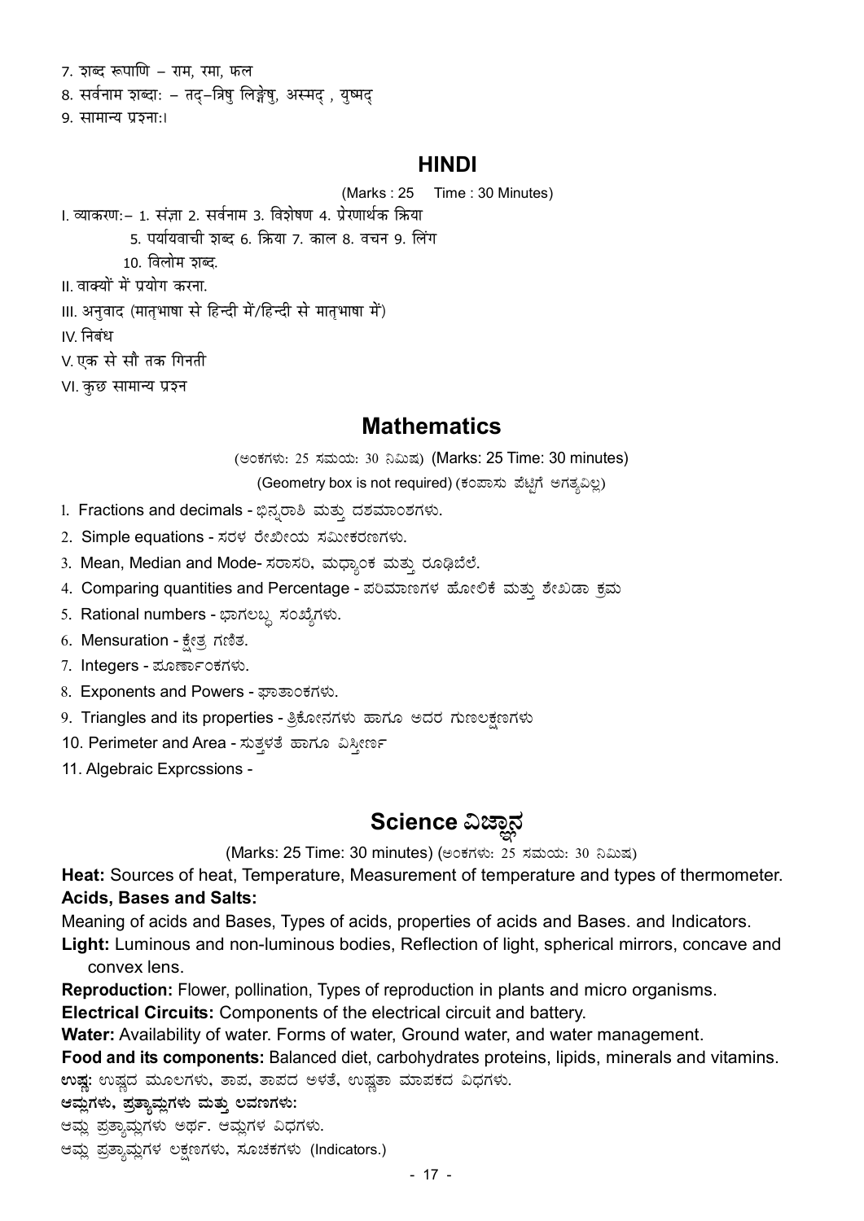7. शब्द रूपाणि – राम, रमा, फल

8. सर्वनाम शब्दाः – तद्–त्रिषु लिङ्गेषु, अस्मद् , युष्मद्

9. सामान्य प्रश्नाः।

## HINDI

(Marks : 25 Time : 30 Minutes)

I. व्याकरण:– 1. संज्ञा 2. सर्वनाम 3. विशेषण 4. प्रेरणार्थक क्रिया
5. पर्यायवाची शब्द 6. क्रिया 7. काल 8. वचन 9. लिंग
10. विलोम शब्द.

II. वाक्यों में प्रयोग करना.

III. अनुवाद (मातृभाषा से हिन्दी में/हिन्दी से मातृभाषा में)

IV. निबंध

V. एक से सौ तक गिनती

VI. कुछ सामान्य प्रश्न

## Mathematics

(ಅಂಕಗಳು: 25 ಸಮಯ: 30 ನಿಮಿಷ) (Marks: 25 Time: 30 minutes)

(Geometry box is not required) (ಕಂಪಾಸು ಪೆಟ್ಟಿಗೆ ಅಗತ್ಯವಿಲ್ಲ)

1. Fractions and decimals - ಭಿನ್ನರಾಶಿ ಮತ್ತು ದಶಮಾಂಶಗಳು.
2. Simple equations - ಸರಳ ರೇಖೀಯ ಸಮೀಕರಣಗಳು.
3. Mean, Median and Mode- ಸರಾಸರಿ, ಮಧ್ಯಾಂಕ ಮತ್ತು ರೂಢಿಬೆಲೆ.
4. Comparing quantities and Percentage - ಪರಿಮಾಣಗಳ ಹೋಲಿಕೆ ಮತ್ತು ಶೇಖಡಾ ಕ್ರಮ
5. Rational numbers - ಭಾಗಲಬ್ಧ ಸಂಖ್ಯೆಗಳು.
6. Mensuration - ಕ್ಷೇತ್ರ ಗಣಿತ.
7. Integers - ಪೂರ್ಣಾಂಕಗಳು.
8. Exponents and Powers - ಘಾತಾಂಕಗಳು.
9. Triangles and its properties - ತ್ರಿಕೋನಗಳು ಹಾಗೂ ಅದರ ಗುಣಲಕ್ಷಣಗಳು
10. Perimeter and Area - ಸುತ್ತಳತೆ ಹಾಗೂ ವಿಸ್ತೀರ್ಣ
11. Algebraic Exprcssions -

## Science ವಿಜ್ಞಾನ

(Marks: 25 Time: 30 minutes) (ಅಂಕಗಳು: 25 ಸಮಯ: 30 ನಿಮಿಷ)

**Heat:** Sources of heat, Temperature, Measurement of temperature and types of thermometer.

**Acids, Bases and Salts:**

Meaning of acids and Bases, Types of acids, properties of acids and Bases. and Indicators.

**Light:** Luminous and non-luminous bodies, Reflection of light, spherical mirrors, concave and convex lens.

**Reproduction:** Flower, pollination, Types of reproduction in plants and micro organisms.

**Electrical Circuits:** Components of the electrical circuit and battery.

**Water:** Availability of water. Forms of water, Ground water, and water management.

**Food and its components:** Balanced diet, carbohydrates proteins, lipids, minerals and vitamins.

**ಉಷ್ಣ:** ಉಷ್ಣದ ಮೂಲಗಳು, ತಾಪ, ತಾಪದ ಅಳತೆ, ಉಷ್ಣತಾ ಮಾಪಕದ ವಿಧಗಳು.

**ಆಮ್ಲಗಳು, ಪ್ರತ್ಯಾಮ್ಲಗಳು ಮತ್ತು ಲವಣಗಳು:**

ಆಮ್ಲ ಪ್ರತ್ಯಾಮ್ಲಗಳು ಅರ್ಥ. ಆಮ್ಲಗಳ ವಿಧಗಳು.

ಆಮ್ಲ ಪ್ರತ್ಯಾಮ್ಲಗಳ ಲಕ್ಷಣಗಳು, ಸೂಚಕಗಳು (Indicators.)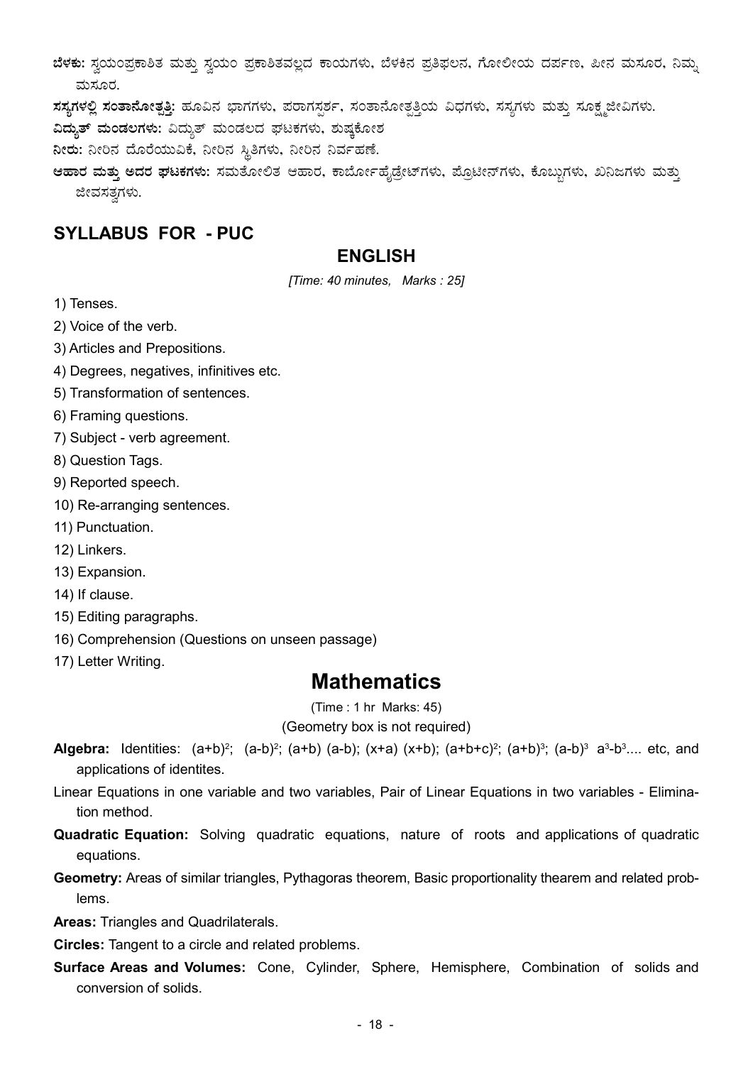**ಬೆಳಕು:** ಸ್ವಯಂಪ್ರಕಾಶಿತ ಮತ್ತು ಸ್ವಯಂ ಪ್ರಕಾಶಿತವಲ್ಲದ ಕಾಯಗಳು, ಬೆಳಕಿನ ಪ್ರತಿಫಲನ, ಗೋಲೀಯ ದರ್ಪಣ, ಪೀನ ಮಸೂರ, ನಿಮ್ನ ಮಸೂರ.

**ಸಸ್ಯಗಳಲ್ಲಿ ಸಂತಾನೋತ್ಪತ್ತಿ:** ಹೂವಿನ ಭಾಗಗಳು, ಪರಾಗಸ್ಪರ್ಶ, ಸಂತಾನೋತ್ಪತ್ತಿಯ ವಿಧಗಳು, ಸಸ್ಯಗಳು ಮತ್ತು ಸೂಕ್ಷ್ಮಜೀವಿಗಳು.

**ವಿದ್ಯುತ್ ಮಂಡಲಗಳು:** ವಿದ್ಯುತ್ ಮಂಡಲದ ಘಟಕಗಳು, ಶುಷ್ಕಕೋಶ

**ನೀರು:** ನೀರಿನ ದೊರೆಯುವಿಕೆ, ನೀರಿನ ಸ್ಥಿತಿಗಳು, ನೀರಿನ ನಿರ್ವಹಣೆ.

**ಆಹಾರ ಮತ್ತು ಅದರ ಘಟಕಗಳು:** ಸಮತೋಲಿತ ಆಹಾರ, ಕಾರ್ಬೋಹೈಡ್ರೇಟ್‌ಗಳು, ಪ್ರೋಟೀನ್‌ಗಳು, ಕೊಬ್ಬುಗಳು, ಖನಿಜಗಳು ಮತ್ತು ಜೀವಸತ್ವಗಳು.

## SYLLABUS FOR - PUC

### ENGLISH

*[Time: 40 minutes, Marks : 25]*

1) Tenses.
2) Voice of the verb.
3) Articles and Prepositions.
4) Degrees, negatives, infinitives etc.
5) Transformation of sentences.
6) Framing questions.
7) Subject - verb agreement.
8) Question Tags.
9) Reported speech.
10) Re-arranging sentences.
11) Punctuation.
12) Linkers.
13) Expansion.
14) If clause.
15) Editing paragraphs.
16) Comprehension (Questions on unseen passage)
17) Letter Writing.

## Mathematics

(Time : 1 hr Marks: 45)

(Geometry box is not required)

**Algebra:** Identities: $(a+b)^2$; $(a-b)^2$; $(a+b)(a-b)$; $(x+a)(x+b)$; $(a+b+c)^2$; $(a+b)^3$; $(a-b)^3$ $a^3-b^3$.... etc, and applications of identites.

Linear Equations in one variable and two variables, Pair of Linear Equations in two variables - Elimination method.

**Quadratic Equation:** Solving quadratic equations, nature of roots and applications of quadratic equations.

**Geometry:** Areas of similar triangles, Pythagoras theorem, Basic proportionality thearem and related problems.

**Areas:** Triangles and Quadrilaterals.

**Circles:** Tangent to a circle and related problems.

**Surface Areas and Volumes:** Cone, Cylinder, Sphere, Hemisphere, Combination of solids and conversion of solids.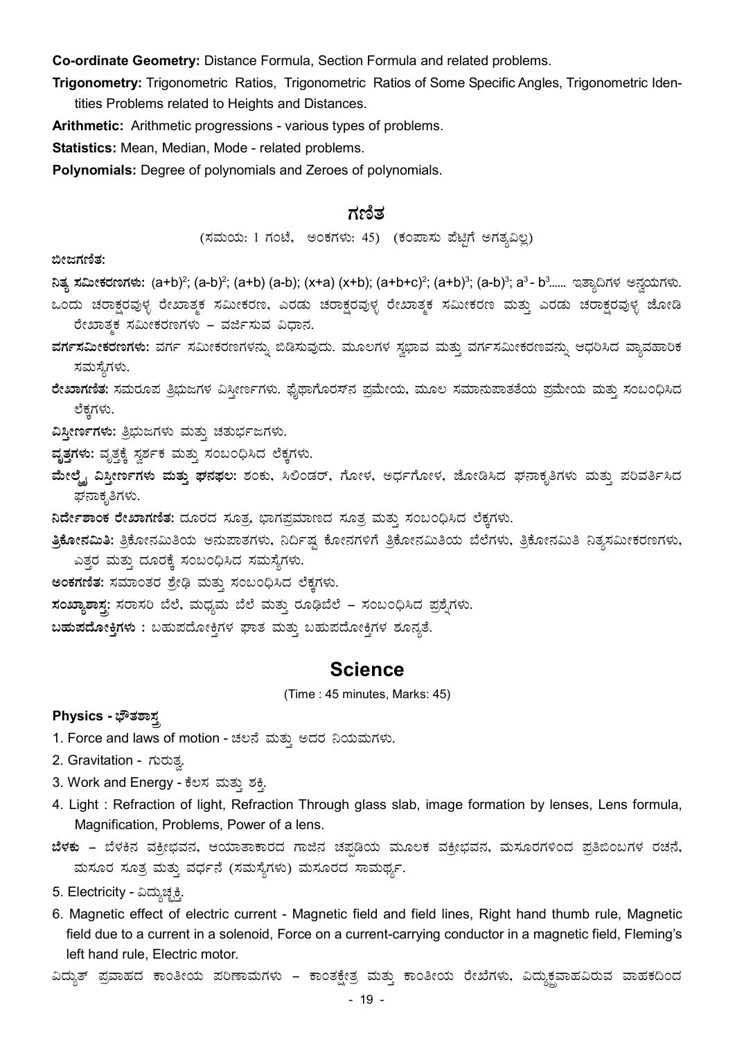**Co-ordinate Geometry:** Distance Formula, Section Formula and related problems.

**Trigonometry:** Trigonometric Ratios, Trigonometric Ratios of Some Specific Angles, Trigonometric Identities Problems related to Heights and Distances.

**Arithmetic:** Arithmetic progressions - various types of problems.

**Statistics:** Mean, Median, Mode - related problems.

**Polynomials:** Degree of polynomials and Zeroes of polynomials.

## ಗಣಿತ

(ಸಮಯ: 1 ಗಂಟೆ, ಅಂಕಗಳು: 45) (ಕಂಪಾಸು ಪೆಟ್ಟಿಗೆ ಅಗತ್ಯವಿಲ್ಲ)

**ಬೀಜಗಣಿತ:**

**ನಿತ್ಯ ಸಮೀಕರಣಗಳು:** $(a+b)^2$; $(a-b)^2$; $(a+b)(a-b)$; $(x+a)(x+b)$; $(a+b+c)^2$; $(a+b)^3$; $(a-b)^3$; $a^3 - b^3$...... ಇತ್ಯಾದಿಗಳ ಅನ್ವಯಗಳು.

ಒಂದು ಚರಾಕ್ಷರವುಳ್ಳ ರೇಖಾತ್ಮಕ ಸಮೀಕರಣ, ಎರಡು ಚರಾಕ್ಷರವುಳ್ಳ ರೇಖಾತ್ಮಕ ಸಮೀಕರಣ ಮತ್ತು ಎರಡು ಚರಾಕ್ಷರವುಳ್ಳ ಜೋಡಿ ರೇಖಾತ್ಮಕ ಸಮೀಕರಣಗಳು – ವರ್ಜಿಸುವ ವಿಧಾನ.

**ವರ್ಗಸಮೀಕರಣಗಳು:** ವರ್ಗ ಸಮೀಕರಣಗಳನ್ನು ಬಿಡಿಸುವುದು. ಮೂಲಗಳ ಸ್ವಭಾವ ಮತ್ತು ವರ್ಗಸಮೀಕರಣವನ್ನು ಆಧರಿಸಿದ ವ್ಯಾವಹಾರಿಕ ಸಮಸ್ಯೆಗಳು.

**ರೇಖಾಗಣಿತ:** ಸಮರೂಪ ತ್ರಿಭುಜಗಳ ವಿಸ್ತೀರ್ಣಗಳು. ಪೈಥಾಗೊರಸ್‌ನ ಪ್ರಮೇಯ, ಮೂಲ ಸಮಾನುಪಾತತೆಯ ಪ್ರಮೇಯ ಮತ್ತು ಸಂಬಂಧಿಸಿದ ಲೆಕ್ಕಗಳು.

**ವಿಸ್ತೀರ್ಣಗಳು:** ತ್ರಿಭುಜಗಳು ಮತ್ತು ಚತುರ್ಭುಜಗಳು.

**ವೃತ್ತಗಳು:** ವೃತ್ತಕ್ಕೆ ಸ್ಪರ್ಶಕ ಮತ್ತು ಸಂಬಂಧಿಸಿದ ಲೆಕ್ಕಗಳು.

**ಮೇಲ್ಮೈ ವಿಸ್ತೀರ್ಣಗಳು ಮತ್ತು ಘನಫಲ:** ಶಂಕು, ಸಿಲಿಂಡರ್, ಗೋಳ, ಅರ್ಧಗೋಳ, ಜೋಡಿಸಿದ ಘನಾಕೃತಿಗಳು ಮತ್ತು ಪರಿವರ್ತಿಸಿದ ಘನಾಕೃತಿಗಳು.

**ನಿರ್ದೇಶಾಂಕ ರೇಖಾಗಣಿತ:** ದೂರದ ಸೂತ್ರ, ಭಾಗಪ್ರಮಾಣದ ಸೂತ್ರ ಮತ್ತು ಸಂಬಂಧಿಸಿದ ಲೆಕ್ಕಗಳು.

**ತ್ರಿಕೋನಮಿತಿ:** ತ್ರಿಕೋನಮಿತಿಯ ಅನುಪಾತಗಳು, ನಿರ್ದಿಷ್ಟ ಕೋನಗಳಿಗೆ ತ್ರಿಕೋನಮಿತಿಯ ಬೆಲೆಗಳು, ತ್ರಿಕೋನಮಿತಿ ನಿತ್ಯಸಮೀಕರಣಗಳು, ಎತ್ತರ ಮತ್ತು ದೂರಕ್ಕೆ ಸಂಬಂಧಿಸಿದ ಸಮಸ್ಯೆಗಳು.

**ಅಂಕಗಣಿತ:** ಸಮಾಂತರ ಶ್ರೇಢಿ ಮತ್ತು ಸಂಬಂಧಿಸಿದ ಲೆಕ್ಕಗಳು.

**ಸಂಖ್ಯಾಶಾಸ್ತ್ರ:** ಸರಾಸರಿ ಬೆಲೆ, ಮಧ್ಯಮ ಬೆಲೆ ಮತ್ತು ರೂಢಿಬೆಲೆ – ಸಂಬಂಧಿಸಿದ ಪ್ರಶ್ನೆಗಳು.

**ಬಹುಪದೋಕ್ತಿಗಳು :** ಬಹುಪದೋಕ್ತಿಗಳ ಘಾತ ಮತ್ತು ಬಹುಪದೋಕ್ತಿಗಳ ಶೂನ್ಯತೆ.

# Science

(Time : 45 minutes, Marks: 45)

### Physics - ಭೌತಶಾಸ್ತ್ರ

1. Force and laws of motion - ಚಲನೆ ಮತ್ತು ಅದರ ನಿಯಮಗಳು.
2. Gravitation - ಗುರುತ್ವ.
3. Work and Energy - ಕೆಲಸ ಮತ್ತು ಶಕ್ತಿ.
4. Light : Refraction of light, Refraction Through glass slab, image formation by lenses, Lens formula, Magnification, Problems, Power of a lens.

**ಬೆಳಕು** – ಬೆಳಕಿನ ವಕ್ರೀಭವನ, ಆಯಾತಾಕಾರದ ಗಾಜಿನ ಚಪ್ಪಡಿಯ ಮೂಲಕ ವಕ್ರೀಭವನ, ಮಸೂರಗಳಿಂದ ಪ್ರತಿಬಿಂಬಗಳ ರಚನೆ, ಮಸೂರ ಸೂತ್ರ ಮತ್ತು ವರ್ಧನೆ (ಸಮಸ್ಯೆಗಳು) ಮಸೂರದ ಸಾಮರ್ಥ್ಯ.

5. Electricity - ವಿದ್ಯುಚ್ಛಕ್ತಿ.
6. Magnetic effect of electric current - Magnetic field and field lines, Right hand thumb rule, Magnetic field due to a current in a solenoid, Force on a current-carrying conductor in a magnetic field, Fleming's left hand rule, Electric motor.

ವಿದ್ಯುತ್ ಪ್ರವಾಹದ ಕಾಂತೀಯ ಪರಿಣಾಮಗಳು – ಕಾಂತಕ್ಷೇತ್ರ ಮತ್ತು ಕಾಂತೀಯ ರೇಖೆಗಳು, ವಿದ್ಯುತ್ಪ್ರವಾಹವಿರುವ ವಾಹಕದಿಂದ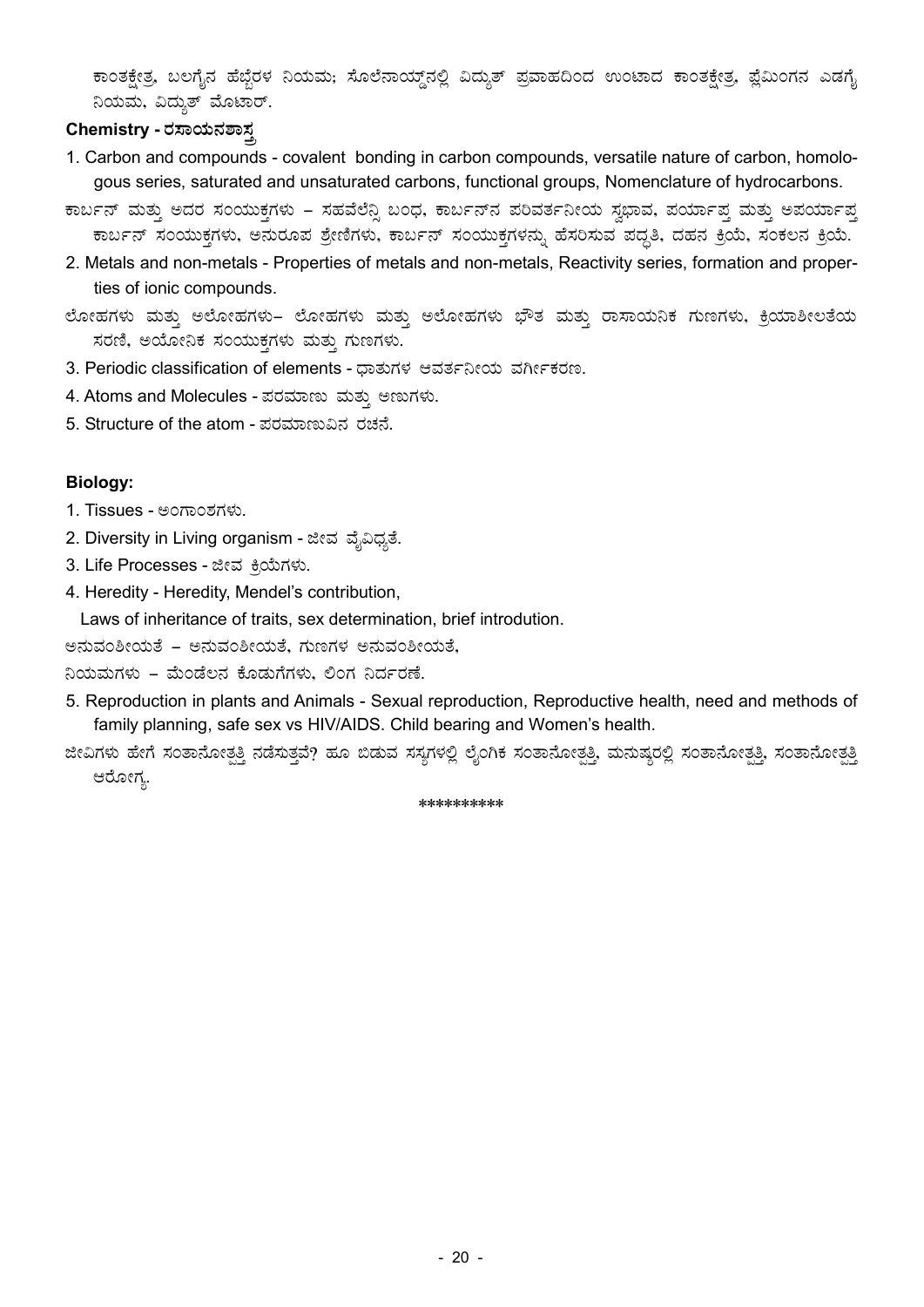ಕಾಂತಕ್ಷೇತ್ರ, ಬಲಗೈನ ಹೆಬ್ಬೆರಳ ನಿಯಮ; ಸೊಲೆನಾಯ್ಡ್‌ನಲ್ಲಿ ವಿದ್ಯುತ್ ಪ್ರವಾಹದಿಂದ ಉಂಟಾದ ಕಾಂತಕ್ಷೇತ್ರ, ಫ್ಲೆಮಿಂಗನ ಎಡಗೈ ನಿಯಮ, ವಿದ್ಯುತ್ ಮೋಟಾರ್.

### Chemistry - ರಸಾಯನಶಾಸ್ತ್ರ

1. Carbon and compounds - covalent bonding in carbon compounds, versatile nature of carbon, homologous series, saturated and unsaturated carbons, functional groups, Nomenclature of hydrocarbons.

ಕಾರ್ಬನ್ ಮತ್ತು ಅದರ ಸಂಯುಕ್ತಗಳು – ಸಹವೇಲನ್ಸಿ ಬಂಧ, ಕಾರ್ಬನ್‌ನ ಪರಿವರ್ತನೀಯ ಸ್ವಭಾವ, ಪರ್ಯಾಪ್ತ ಮತ್ತು ಅಪರ್ಯಾಪ್ತ ಕಾರ್ಬನ್ ಸಂಯುಕ್ತಗಳು, ಅನುರೂಪ ಶ್ರೇಣಿಗಳು, ಕಾರ್ಬನ್ ಸಂಯುಕ್ತಗಳನ್ನು ಹೆಸರಿಸುವ ಪದ್ಧತಿ, ದಹನ ಕ್ರಿಯೆ, ಸಂಕಲನ ಕ್ರಿಯೆ.

2. Metals and non-metals - Properties of metals and non-metals, Reactivity series, formation and properties of ionic compounds.

ಲೋಹಗಳು ಮತ್ತು ಅಲೋಹಗಳು– ಲೋಹಗಳು ಮತ್ತು ಅಲೋಹಗಳು ಭೌತ ಮತ್ತು ರಾಸಾಯನಿಕ ಗುಣಗಳು, ಕ್ರಿಯಾಶೀಲತೆಯ ಸರಣಿ, ಅಯೋನಿಕ ಸಂಯುಕ್ತಗಳು ಮತ್ತು ಗುಣಗಳು.

3. Periodic classification of elements - ಧಾತುಗಳ ಆವರ್ತನೀಯ ವರ್ಗೀಕರಣ.
4. Atoms and Molecules - ಪರಮಾಣು ಮತ್ತು ಅಣುಗಳು.
5. Structure of the atom - ಪರಮಾಣುವಿನ ರಚನೆ.

### Biology:

1. Tissues - ಅಂಗಾಂಶಗಳು.
2. Diversity in Living organism - ಜೀವ ವೈವಿಧ್ಯತೆ.
3. Life Processes - ಜೀವ ಕ್ರಿಯೆಗಳು.
4. Heredity - Heredity, Mendel's contribution,

   Laws of inheritance of traits, sex determination, brief introdution.

ಅನುವಂಶೀಯತೆ – ಅನುವಂಶೀಯತೆ, ಗುಣಗಳ ಅನುವಂಶೀಯತೆ,

ನಿಯಮಗಳು – ಮೆಂಡೆಲನ ಕೊಡುಗೆಗಳು, ಲಿಂಗ ನಿರ್ದರಣೆ.

5. Reproduction in plants and Animals - Sexual reproduction, Reproductive health, need and methods of family planning, safe sex vs HIV/AIDS. Child bearing and Women's health.

ಜೀವಿಗಳು ಹೇಗೆ ಸಂತಾನೋತ್ಪತ್ತಿ ನಡೆಸುತ್ತವೆ? ಹೂ ಬಿಡುವ ಸಸ್ಯಗಳಲ್ಲಿ ಲೈಂಗಿಕ ಸಂತಾನೋತ್ಪತ್ತಿ, ಮನುಷ್ಯರಲ್ಲಿ ಸಂತಾನೋತ್ಪತ್ತಿ, ಸಂತಾನೋತ್ಪತ್ತಿ ಆರೋಗ್ಯ.

**********